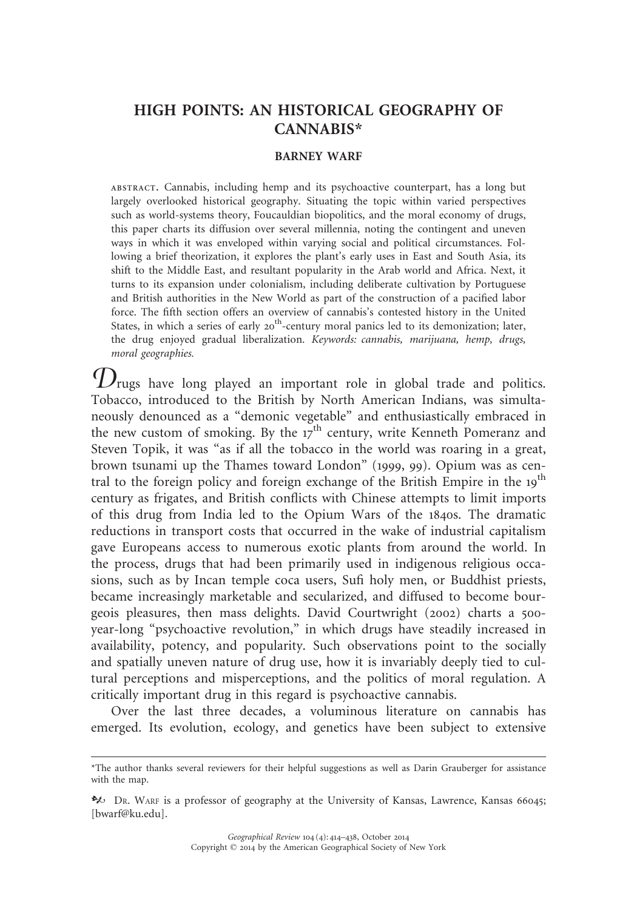# HIGH POINTS: AN HISTORICAL GEOGRAPHY OF CANNABIS*

**BARNEY WARF**

ABSTRACT. Cannabis, including hemp and its psychoactive counterpart, has a long but largely overlooked historical geography. Situating the topic within varied perspectives such as world-systems theory, Foucauldian biopolitics, and the moral economy of drugs, this paper charts its diffusion over several millennia, noting the contingent and uneven ways in which it was enveloped within varying social and political circumstances. Following a brief theorization, it explores the plant's early uses in East and South Asia, its shift to the Middle East, and resultant popularity in the Arab world and Africa. Next, it turns to its expansion under colonialism, including deliberate cultivation by Portuguese and British authorities in the New World as part of the construction of a pacified labor force. The fifth section offers an overview of cannabis's contested history in the United States, in which a series of early 20th-century moral panics led to its demonization; later, the drug enjoyed gradual liberalization. *Keywords: cannabis, marijuana, hemp, drugs, moral geographies.*

Drugs have long played an important role in global trade and politics. Tobacco, introduced to the British by North American Indians, was simultaneously denounced as a "demonic vegetable" and enthusiastically embraced in the new custom of smoking. By the 17th century, write Kenneth Pomeranz and Steven Topik, it was "as if all the tobacco in the world was roaring in a great, brown tsunami up the Thames toward London" (1999, 99). Opium was as central to the foreign policy and foreign exchange of the British Empire in the 19th century as frigates, and British conflicts with Chinese attempts to limit imports of this drug from India led to the Opium Wars of the 1840s. The dramatic reductions in transport costs that occurred in the wake of industrial capitalism gave Europeans access to numerous exotic plants from around the world. In the process, drugs that had been primarily used in indigenous religious occasions, such as by Incan temple coca users, Sufi holy men, or Buddhist priests, became increasingly marketable and secularized, and diffused to become bourgeois pleasures, then mass delights. David Courtwright (2002) charts a 500-year-long "psychoactive revolution," in which drugs have steadily increased in availability, potency, and popularity. Such observations point to the socially and spatially uneven nature of drug use, how it is invariably deeply tied to cultural perceptions and misperceptions, and the politics of moral regulation. A critically important drug in this regard is psychoactive cannabis.

Over the last three decades, a voluminous literature on cannabis has emerged. Its evolution, ecology, and genetics have been subject to extensive

---

*The author thanks several reviewers for their helpful suggestions as well as Darin Grauberger for assistance with the map.

DR. WARF is a professor of geography at the University of Kansas, Lawrence, Kansas 66045; [bwarf@ku.edu].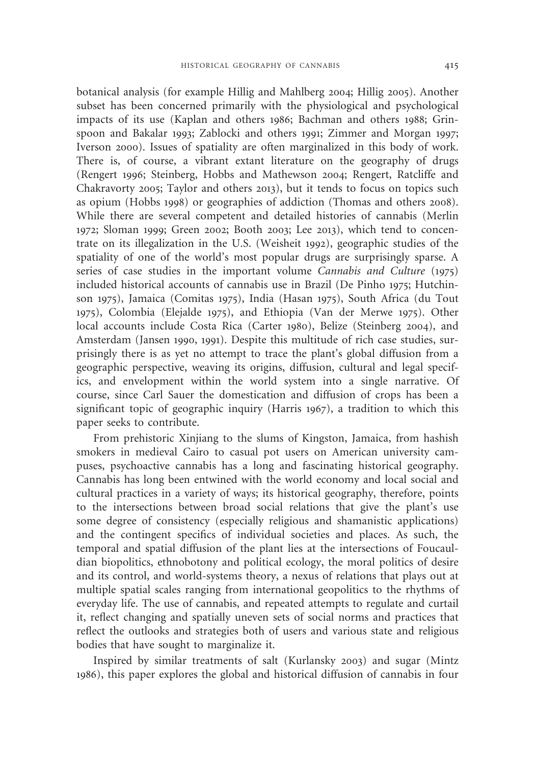botanical analysis (for example Hillig and Mahlberg 2004; Hillig 2005). Another subset has been concerned primarily with the physiological and psychological impacts of its use (Kaplan and others 1986; Bachman and others 1988; Grinspoon and Bakalar 1993; Zablocki and others 1991; Zimmer and Morgan 1997; Iverson 2000). Issues of spatiality are often marginalized in this body of work. There is, of course, a vibrant extant literature on the geography of drugs (Rengert 1996; Steinberg, Hobbs and Mathewson 2004; Rengert, Ratcliffe and Chakravorty 2005; Taylor and others 2013), but it tends to focus on topics such as opium (Hobbs 1998) or geographies of addiction (Thomas and others 2008). While there are several competent and detailed histories of cannabis (Merlin 1972; Sloman 1999; Green 2002; Booth 2003; Lee 2013), which tend to concentrate on its illegalization in the U.S. (Weisheit 1992), geographic studies of the spatiality of one of the world's most popular drugs are surprisingly sparse. A series of case studies in the important volume *Cannabis and Culture* (1975) included historical accounts of cannabis use in Brazil (De Pinho 1975; Hutchinson 1975), Jamaica (Comitas 1975), India (Hasan 1975), South Africa (du Tout 1975), Colombia (Elejalde 1975), and Ethiopia (Van der Merwe 1975). Other local accounts include Costa Rica (Carter 1980), Belize (Steinberg 2004), and Amsterdam (Jansen 1990, 1991). Despite this multitude of rich case studies, surprisingly there is as yet no attempt to trace the plant's global diffusion from a geographic perspective, weaving its origins, diffusion, cultural and legal specifics, and envelopment within the world system into a single narrative. Of course, since Carl Sauer the domestication and diffusion of crops has been a significant topic of geographic inquiry (Harris 1967), a tradition to which this paper seeks to contribute.

From prehistoric Xinjiang to the slums of Kingston, Jamaica, from hashish smokers in medieval Cairo to casual pot users on American university campuses, psychoactive cannabis has a long and fascinating historical geography. Cannabis has long been entwined with the world economy and local social and cultural practices in a variety of ways; its historical geography, therefore, points to the intersections between broad social relations that give the plant's use some degree of consistency (especially religious and shamanistic applications) and the contingent specifics of individual societies and places. As such, the temporal and spatial diffusion of the plant lies at the intersections of Foucauldian biopolitics, ethnobotony and political ecology, the moral politics of desire and its control, and world-systems theory, a nexus of relations that plays out at multiple spatial scales ranging from international geopolitics to the rhythms of everyday life. The use of cannabis, and repeated attempts to regulate and curtail it, reflect changing and spatially uneven sets of social norms and practices that reflect the outlooks and strategies both of users and various state and religious bodies that have sought to marginalize it.

Inspired by similar treatments of salt (Kurlansky 2003) and sugar (Mintz 1986), this paper explores the global and historical diffusion of cannabis in four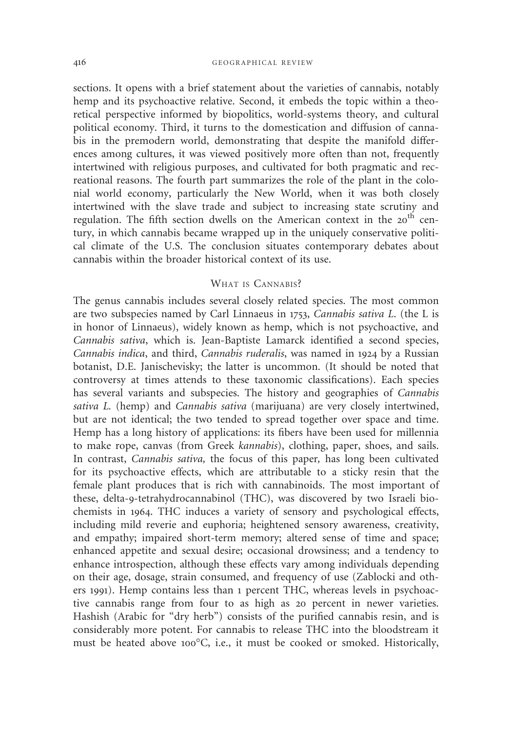sections. It opens with a brief statement about the varieties of cannabis, notably hemp and its psychoactive relative. Second, it embeds the topic within a theoretical perspective informed by biopolitics, world-systems theory, and cultural political economy. Third, it turns to the domestication and diffusion of cannabis in the premodern world, demonstrating that despite the manifold differences among cultures, it was viewed positively more often than not, frequently intertwined with religious purposes, and cultivated for both pragmatic and recreational reasons. The fourth part summarizes the role of the plant in the colonial world economy, particularly the New World, when it was both closely intertwined with the slave trade and subject to increasing state scrutiny and regulation. The fifth section dwells on the American context in the 20th century, in which cannabis became wrapped up in the uniquely conservative political climate of the U.S. The conclusion situates contemporary debates about cannabis within the broader historical context of its use.

## What is Cannabis?

The genus cannabis includes several closely related species. The most common are two subspecies named by Carl Linnaeus in 1753, *Cannabis sativa L.* (the L is in honor of Linnaeus), widely known as hemp, which is not psychoactive, and *Cannabis sativa*, which is. Jean-Baptiste Lamarck identified a second species, *Cannabis indica*, and third, *Cannabis ruderalis*, was named in 1924 by a Russian botanist, D.E. Janischevisky; the latter is uncommon. (It should be noted that controversy at times attends to these taxonomic classifications). Each species has several variants and subspecies. The history and geographies of *Cannabis sativa L.* (hemp) and *Cannabis sativa* (marijuana) are very closely intertwined, but are not identical; the two tended to spread together over space and time. Hemp has a long history of applications: its fibers have been used for millennia to make rope, canvas (from Greek *kannabis*), clothing, paper, shoes, and sails. In contrast, *Cannabis sativa*, the focus of this paper, has long been cultivated for its psychoactive effects, which are attributable to a sticky resin that the female plant produces that is rich with cannabinoids. The most important of these, delta-9-tetrahydrocannabinol (THC), was discovered by two Israeli biochemists in 1964. THC induces a variety of sensory and psychological effects, including mild reverie and euphoria; heightened sensory awareness, creativity, and empathy; impaired short-term memory; altered sense of time and space; enhanced appetite and sexual desire; occasional drowsiness; and a tendency to enhance introspection, although these effects vary among individuals depending on their age, dosage, strain consumed, and frequency of use (Zablocki and others 1991). Hemp contains less than 1 percent THC, whereas levels in psychoactive cannabis range from four to as high as 20 percent in newer varieties. Hashish (Arabic for "dry herb") consists of the purified cannabis resin, and is considerably more potent. For cannabis to release THC into the bloodstream it must be heated above 100°C, i.e., it must be cooked or smoked. Historically,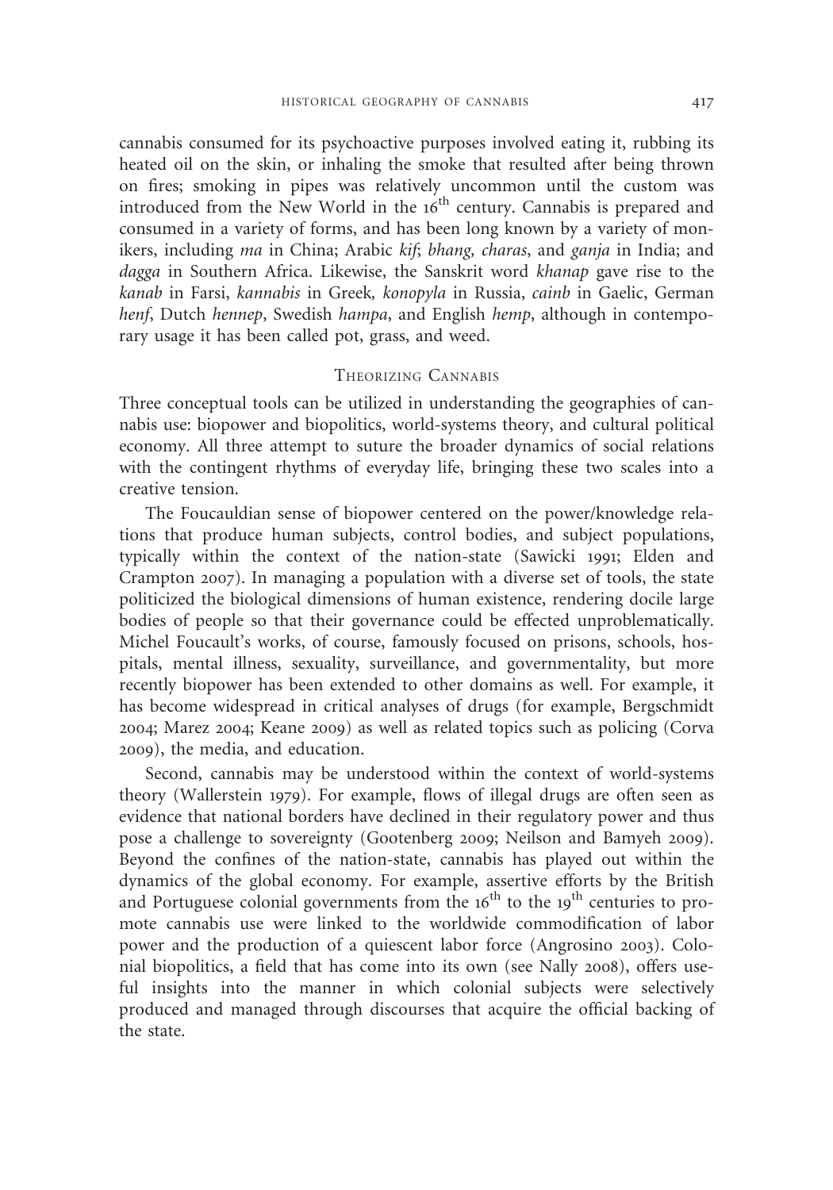cannabis consumed for its psychoactive purposes involved eating it, rubbing its heated oil on the skin, or inhaling the smoke that resulted after being thrown on fires; smoking in pipes was relatively uncommon until the custom was introduced from the New World in the 16th century. Cannabis is prepared and consumed in a variety of forms, and has been long known by a variety of monikers, including *ma* in China; Arabic *kif*; *bhang, charas*, and *ganja* in India; and *dagga* in Southern Africa. Likewise, the Sanskrit word *khanap* gave rise to the *kanab* in Farsi, *kannabis* in Greek, *konopyla* in Russia, *cainb* in Gaelic, German *henf*, Dutch *hennep*, Swedish *hampa*, and English *hemp*, although in contemporary usage it has been called pot, grass, and weed.

## Theorizing Cannabis

Three conceptual tools can be utilized in understanding the geographies of cannabis use: biopower and biopolitics, world-systems theory, and cultural political economy. All three attempt to suture the broader dynamics of social relations with the contingent rhythms of everyday life, bringing these two scales into a creative tension.

The Foucauldian sense of biopower centered on the power/knowledge relations that produce human subjects, control bodies, and subject populations, typically within the context of the nation-state (Sawicki 1991; Elden and Crampton 2007). In managing a population with a diverse set of tools, the state politicized the biological dimensions of human existence, rendering docile large bodies of people so that their governance could be effected unproblematically. Michel Foucault's works, of course, famously focused on prisons, schools, hospitals, mental illness, sexuality, surveillance, and governmentality, but more recently biopower has been extended to other domains as well. For example, it has become widespread in critical analyses of drugs (for example, Bergschmidt 2004; Marez 2004; Keane 2009) as well as related topics such as policing (Corva 2009), the media, and education.

Second, cannabis may be understood within the context of world-systems theory (Wallerstein 1979). For example, flows of illegal drugs are often seen as evidence that national borders have declined in their regulatory power and thus pose a challenge to sovereignty (Gootenberg 2009; Neilson and Bamyeh 2009). Beyond the confines of the nation-state, cannabis has played out within the dynamics of the global economy. For example, assertive efforts by the British and Portuguese colonial governments from the 16th to the 19th centuries to promote cannabis use were linked to the worldwide commodification of labor power and the production of a quiescent labor force (Angrosino 2003). Colonial biopolitics, a field that has come into its own (see Nally 2008), offers useful insights into the manner in which colonial subjects were selectively produced and managed through discourses that acquire the official backing of the state.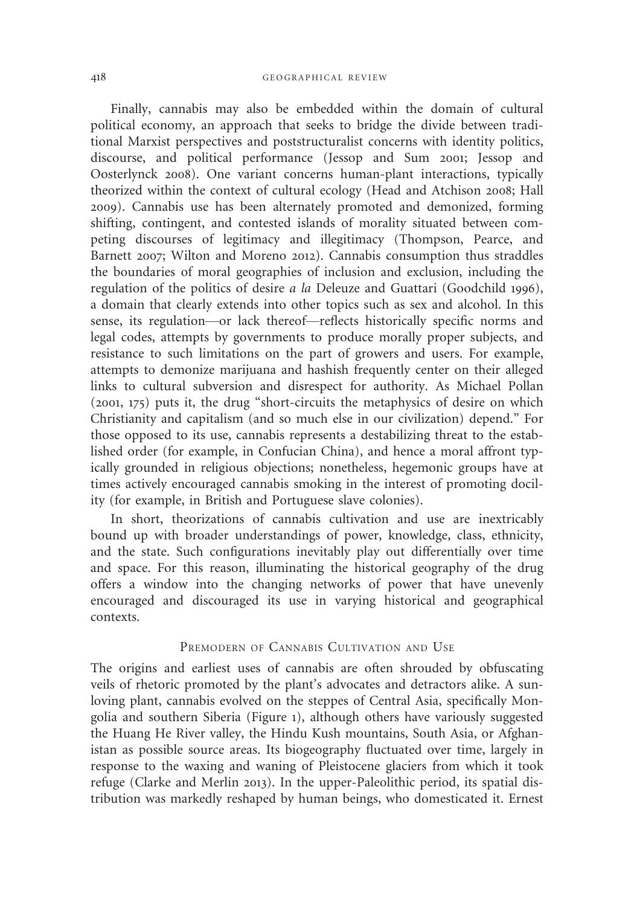Finally, cannabis may also be embedded within the domain of cultural political economy, an approach that seeks to bridge the divide between traditional Marxist perspectives and poststructuralist concerns with identity politics, discourse, and political performance (Jessop and Sum 2001; Jessop and Oosterlynck 2008). One variant concerns human-plant interactions, typically theorized within the context of cultural ecology (Head and Atchison 2008; Hall 2009). Cannabis use has been alternately promoted and demonized, forming shifting, contingent, and contested islands of morality situated between competing discourses of legitimacy and illegitimacy (Thompson, Pearce, and Barnett 2007; Wilton and Moreno 2012). Cannabis consumption thus straddles the boundaries of moral geographies of inclusion and exclusion, including the regulation of the politics of desire *a la* Deleuze and Guattari (Goodchild 1996), a domain that clearly extends into other topics such as sex and alcohol. In this sense, its regulation—or lack thereof—reflects historically specific norms and legal codes, attempts by governments to produce morally proper subjects, and resistance to such limitations on the part of growers and users. For example, attempts to demonize marijuana and hashish frequently center on their alleged links to cultural subversion and disrespect for authority. As Michael Pollan (2001, 175) puts it, the drug "short-circuits the metaphysics of desire on which Christianity and capitalism (and so much else in our civilization) depend." For those opposed to its use, cannabis represents a destabilizing threat to the established order (for example, in Confucian China), and hence a moral affront typically grounded in religious objections; nonetheless, hegemonic groups have at times actively encouraged cannabis smoking in the interest of promoting docility (for example, in British and Portuguese slave colonies).

In short, theorizations of cannabis cultivation and use are inextricably bound up with broader understandings of power, knowledge, class, ethnicity, and the state. Such configurations inevitably play out differentially over time and space. For this reason, illuminating the historical geography of the drug offers a window into the changing networks of power that have unevenly encouraged and discouraged its use in varying historical and geographical contexts.

## Premodern of Cannabis Cultivation and Use

The origins and earliest uses of cannabis are often shrouded by obfuscating veils of rhetoric promoted by the plant's advocates and detractors alike. A sun-loving plant, cannabis evolved on the steppes of Central Asia, specifically Mongolia and southern Siberia (Figure 1), although others have variously suggested the Huang He River valley, the Hindu Kush mountains, South Asia, or Afghanistan as possible source areas. Its biogeography fluctuated over time, largely in response to the waxing and waning of Pleistocene glaciers from which it took refuge (Clarke and Merlin 2013). In the upper-Paleolithic period, its spatial distribution was markedly reshaped by human beings, who domesticated it. Ernest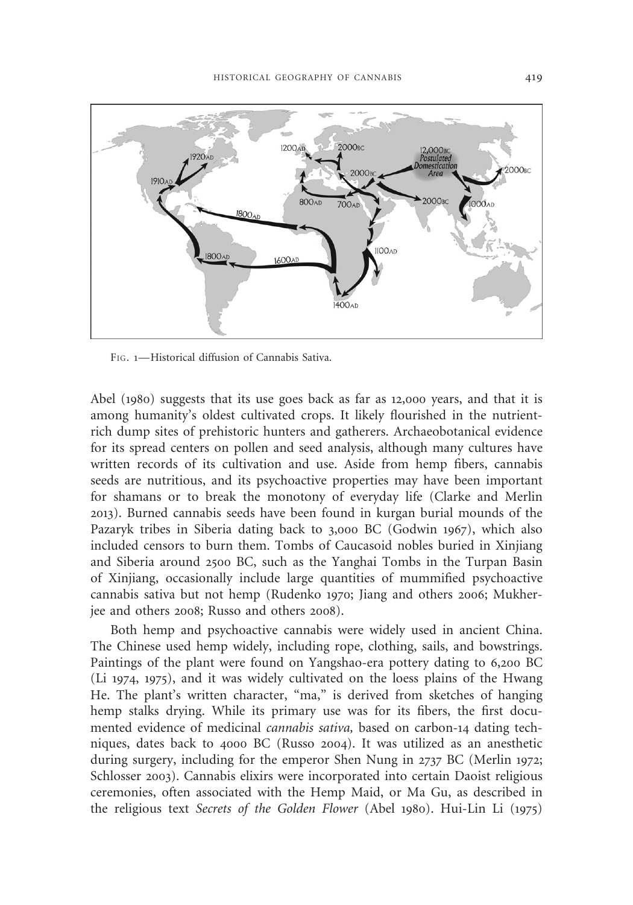FIG. 1—Historical diffusion of Cannabis Sativa.

Abel (1980) suggests that its use goes back as far as 12,000 years, and that it is among humanity's oldest cultivated crops. It likely flourished in the nutrient-rich dump sites of prehistoric hunters and gatherers. Archaeobotanical evidence for its spread centers on pollen and seed analysis, although many cultures have written records of its cultivation and use. Aside from hemp fibers, cannabis seeds are nutritious, and its psychoactive properties may have been important for shamans or to break the monotony of everyday life (Clarke and Merlin 2013). Burned cannabis seeds have been found in kurgan burial mounds of the Pazaryk tribes in Siberia dating back to 3,000 BC (Godwin 1967), which also included censors to burn them. Tombs of Caucasoid nobles buried in Xinjiang and Siberia around 2500 BC, such as the Yanghai Tombs in the Turpan Basin of Xinjiang, occasionally include large quantities of mummified psychoactive cannabis sativa but not hemp (Rudenko 1970; Jiang and others 2006; Mukherjee and others 2008; Russo and others 2008).

Both hemp and psychoactive cannabis were widely used in ancient China. The Chinese used hemp widely, including rope, clothing, sails, and bowstrings. Paintings of the plant were found on Yangshao-era pottery dating to 6,200 BC (Li 1974, 1975), and it was widely cultivated on the loess plains of the Hwang He. The plant's written character, "ma," is derived from sketches of hanging hemp stalks drying. While its primary use was for its fibers, the first documented evidence of medicinal *cannabis sativa,* based on carbon-14 dating techniques, dates back to 4000 BC (Russo 2004). It was utilized as an anesthetic during surgery, including for the emperor Shen Nung in 2737 BC (Merlin 1972; Schlosser 2003). Cannabis elixirs were incorporated into certain Daoist religious ceremonies, often associated with the Hemp Maid, or Ma Gu, as described in the religious text *Secrets of the Golden Flower* (Abel 1980). Hui-Lin Li (1975)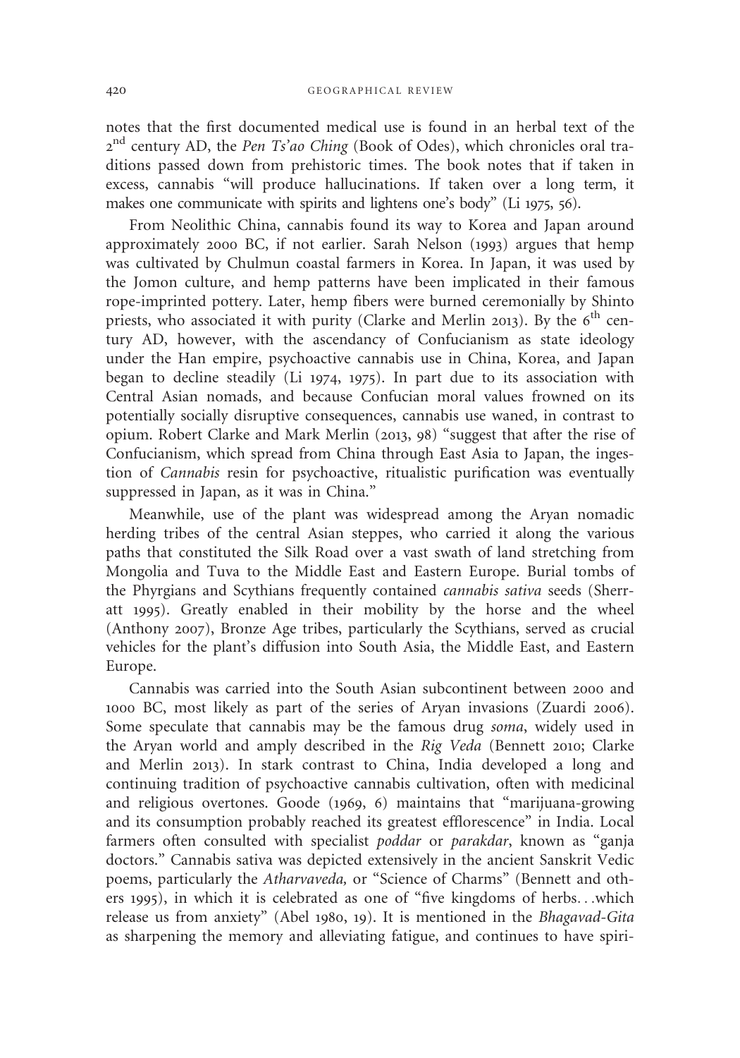notes that the first documented medical use is found in an herbal text of the 2[nd] century AD, the *Pen Ts'ao Ching* (Book of Odes), which chronicles oral traditions passed down from prehistoric times. The book notes that if taken in excess, cannabis "will produce hallucinations. If taken over a long term, it makes one communicate with spirits and lightens one's body" (Li 1975, 56).

From Neolithic China, cannabis found its way to Korea and Japan around approximately 2000 BC, if not earlier. Sarah Nelson (1993) argues that hemp was cultivated by Chulmun coastal farmers in Korea. In Japan, it was used by the Jomon culture, and hemp patterns have been implicated in their famous rope-imprinted pottery. Later, hemp fibers were burned ceremonially by Shinto priests, who associated it with purity (Clarke and Merlin 2013). By the 6[th] century AD, however, with the ascendancy of Confucianism as state ideology under the Han empire, psychoactive cannabis use in China, Korea, and Japan began to decline steadily (Li 1974, 1975). In part due to its association with Central Asian nomads, and because Confucian moral values frowned on its potentially socially disruptive consequences, cannabis use waned, in contrast to opium. Robert Clarke and Mark Merlin (2013, 98) "suggest that after the rise of Confucianism, which spread from China through East Asia to Japan, the ingestion of *Cannabis* resin for psychoactive, ritualistic purification was eventually suppressed in Japan, as it was in China."

Meanwhile, use of the plant was widespread among the Aryan nomadic herding tribes of the central Asian steppes, who carried it along the various paths that constituted the Silk Road over a vast swath of land stretching from Mongolia and Tuva to the Middle East and Eastern Europe. Burial tombs of the Phyrgians and Scythians frequently contained *cannabis sativa* seeds (Sherratt 1995). Greatly enabled in their mobility by the horse and the wheel (Anthony 2007), Bronze Age tribes, particularly the Scythians, served as crucial vehicles for the plant's diffusion into South Asia, the Middle East, and Eastern Europe.

Cannabis was carried into the South Asian subcontinent between 2000 and 1000 BC, most likely as part of the series of Aryan invasions (Zuardi 2006). Some speculate that cannabis may be the famous drug *soma*, widely used in the Aryan world and amply described in the *Rig Veda* (Bennett 2010; Clarke and Merlin 2013). In stark contrast to China, India developed a long and continuing tradition of psychoactive cannabis cultivation, often with medicinal and religious overtones. Goode (1969, 6) maintains that "marijuana-growing and its consumption probably reached its greatest efflorescence" in India. Local farmers often consulted with specialist *poddar* or *parakdar*, known as "ganja doctors." Cannabis sativa was depicted extensively in the ancient Sanskrit Vedic poems, particularly the *Atharvaveda,* or "Science of Charms" (Bennett and others 1995), in which it is celebrated as one of "five kingdoms of herbs...which release us from anxiety" (Abel 1980, 19). It is mentioned in the *Bhagavad-Gita* as sharpening the memory and alleviating fatigue, and continues to have spiri-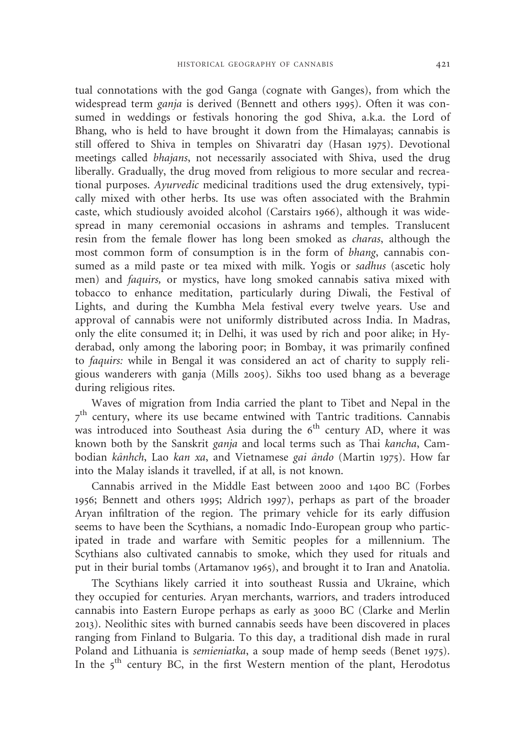tual connotations with the god Ganga (cognate with Ganges), from which the widespread term *ganja* is derived (Bennett and others 1995). Often it was consumed in weddings or festivals honoring the god Shiva, a.k.a. the Lord of Bhang, who is held to have brought it down from the Himalayas; cannabis is still offered to Shiva in temples on Shivaratri day (Hasan 1975). Devotional meetings called *bhajans*, not necessarily associated with Shiva, used the drug liberally. Gradually, the drug moved from religious to more secular and recreational purposes. *Ayurvedic* medicinal traditions used the drug extensively, typically mixed with other herbs. Its use was often associated with the Brahmin caste, which studiously avoided alcohol (Carstairs 1966), although it was widespread in many ceremonial occasions in ashrams and temples. Translucent resin from the female flower has long been smoked as *charas*, although the most common form of consumption is in the form of *bhang*, cannabis consumed as a mild paste or tea mixed with milk. Yogis or *sadhus* (ascetic holy men) and *faquirs,* or mystics, have long smoked cannabis sativa mixed with tobacco to enhance meditation, particularly during Diwali, the Festival of Lights, and during the Kumbha Mela festival every twelve years. Use and approval of cannabis were not uniformly distributed across India. In Madras, only the elite consumed it; in Delhi, it was used by rich and poor alike; in Hyderabad, only among the laboring poor; in Bombay, it was primarily confined to *faquirs:* while in Bengal it was considered an act of charity to supply religious wanderers with ganja (Mills 2005). Sikhs too used bhang as a beverage during religious rites.

Waves of migration from India carried the plant to Tibet and Nepal in the 7th century, where its use became entwined with Tantric traditions. Cannabis was introduced into Southeast Asia during the 6th century AD, where it was known both by the Sanskrit *ganja* and local terms such as Thai *kancha*, Cambodian *kânhch*, Lao *kan xa*, and Vietnamese *gai ândo* (Martin 1975). How far into the Malay islands it travelled, if at all, is not known.

Cannabis arrived in the Middle East between 2000 and 1400 BC (Forbes 1956; Bennett and others 1995; Aldrich 1997), perhaps as part of the broader Aryan infiltration of the region. The primary vehicle for its early diffusion seems to have been the Scythians, a nomadic Indo-European group who participated in trade and warfare with Semitic peoples for a millennium. The Scythians also cultivated cannabis to smoke, which they used for rituals and put in their burial tombs (Artamanov 1965), and brought it to Iran and Anatolia.

The Scythians likely carried it into southeast Russia and Ukraine, which they occupied for centuries. Aryan merchants, warriors, and traders introduced cannabis into Eastern Europe perhaps as early as 3000 BC (Clarke and Merlin 2013). Neolithic sites with burned cannabis seeds have been discovered in places ranging from Finland to Bulgaria. To this day, a traditional dish made in rural Poland and Lithuania is *semieniatka*, a soup made of hemp seeds (Benet 1975). In the 5th century BC, in the first Western mention of the plant, Herodotus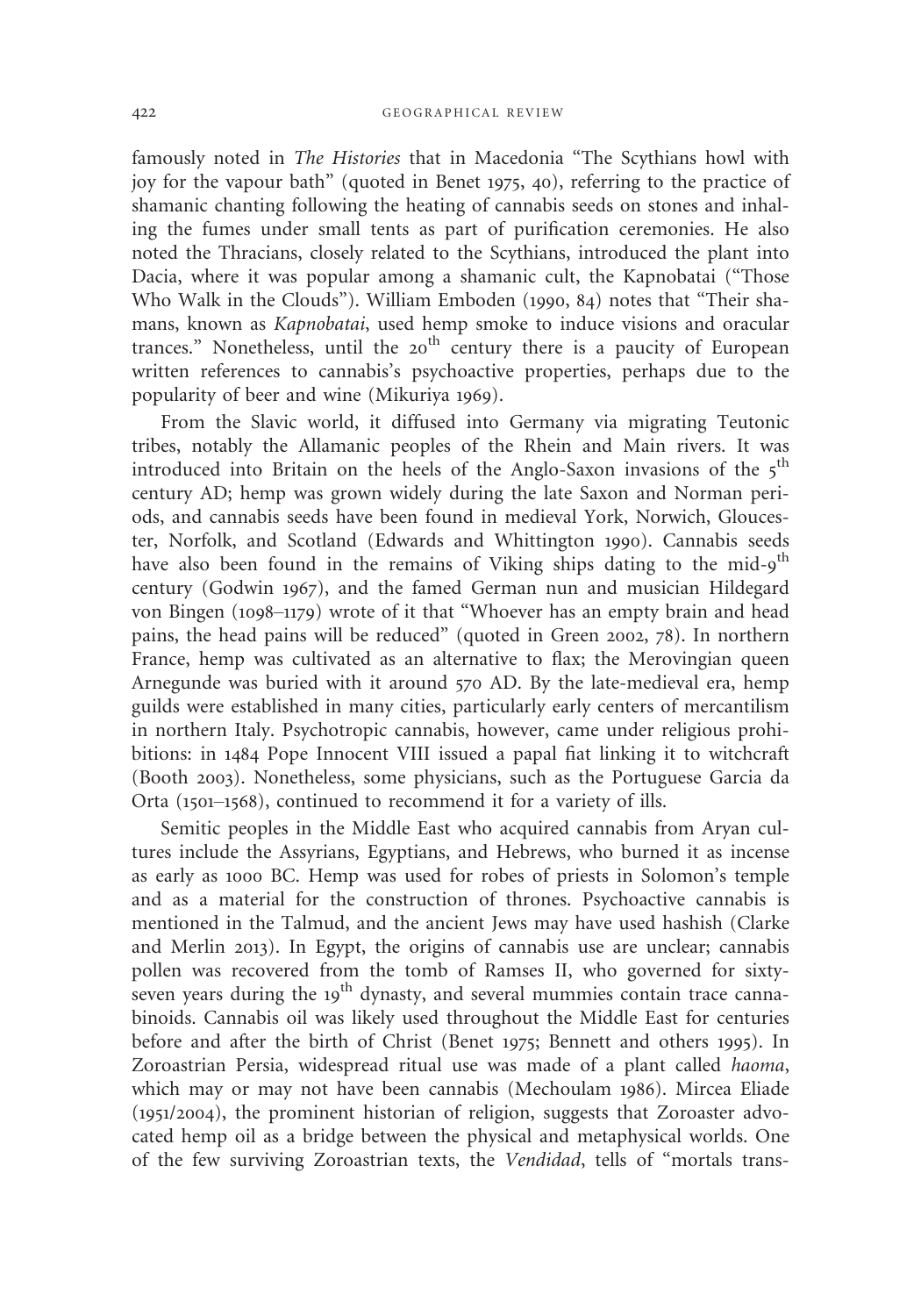famously noted in *The Histories* that in Macedonia "The Scythians howl with joy for the vapour bath" (quoted in Benet 1975, 40), referring to the practice of shamanic chanting following the heating of cannabis seeds on stones and inhaling the fumes under small tents as part of purification ceremonies. He also noted the Thracians, closely related to the Scythians, introduced the plant into Dacia, where it was popular among a shamanic cult, the Kapnobatai ("Those Who Walk in the Clouds"). William Emboden (1990, 84) notes that "Their shamans, known as *Kapnobatai*, used hemp smoke to induce visions and oracular trances." Nonetheless, until the 20th century there is a paucity of European written references to cannabis's psychoactive properties, perhaps due to the popularity of beer and wine (Mikuriya 1969).

From the Slavic world, it diffused into Germany via migrating Teutonic tribes, notably the Allamanic peoples of the Rhein and Main rivers. It was introduced into Britain on the heels of the Anglo-Saxon invasions of the 5th century AD; hemp was grown widely during the late Saxon and Norman periods, and cannabis seeds have been found in medieval York, Norwich, Gloucester, Norfolk, and Scotland (Edwards and Whittington 1990). Cannabis seeds have also been found in the remains of Viking ships dating to the mid-9th century (Godwin 1967), and the famed German nun and musician Hildegard von Bingen (1098–1179) wrote of it that "Whoever has an empty brain and head pains, the head pains will be reduced" (quoted in Green 2002, 78). In northern France, hemp was cultivated as an alternative to flax; the Merovingian queen Arnegunde was buried with it around 570 AD. By the late-medieval era, hemp guilds were established in many cities, particularly early centers of mercantilism in northern Italy. Psychotropic cannabis, however, came under religious prohibitions: in 1484 Pope Innocent VIII issued a papal fiat linking it to witchcraft (Booth 2003). Nonetheless, some physicians, such as the Portuguese Garcia da Orta (1501–1568), continued to recommend it for a variety of ills.

Semitic peoples in the Middle East who acquired cannabis from Aryan cultures include the Assyrians, Egyptians, and Hebrews, who burned it as incense as early as 1000 BC. Hemp was used for robes of priests in Solomon's temple and as a material for the construction of thrones. Psychoactive cannabis is mentioned in the Talmud, and the ancient Jews may have used hashish (Clarke and Merlin 2013). In Egypt, the origins of cannabis use are unclear; cannabis pollen was recovered from the tomb of Ramses II, who governed for sixty-seven years during the 19th dynasty, and several mummies contain trace cannabinoids. Cannabis oil was likely used throughout the Middle East for centuries before and after the birth of Christ (Benet 1975; Bennett and others 1995). In Zoroastrian Persia, widespread ritual use was made of a plant called *haoma*, which may or may not have been cannabis (Mechoulam 1986). Mircea Eliade (1951/2004), the prominent historian of religion, suggests that Zoroaster advocated hemp oil as a bridge between the physical and metaphysical worlds. One of the few surviving Zoroastrian texts, the *Vendidad*, tells of "mortals trans-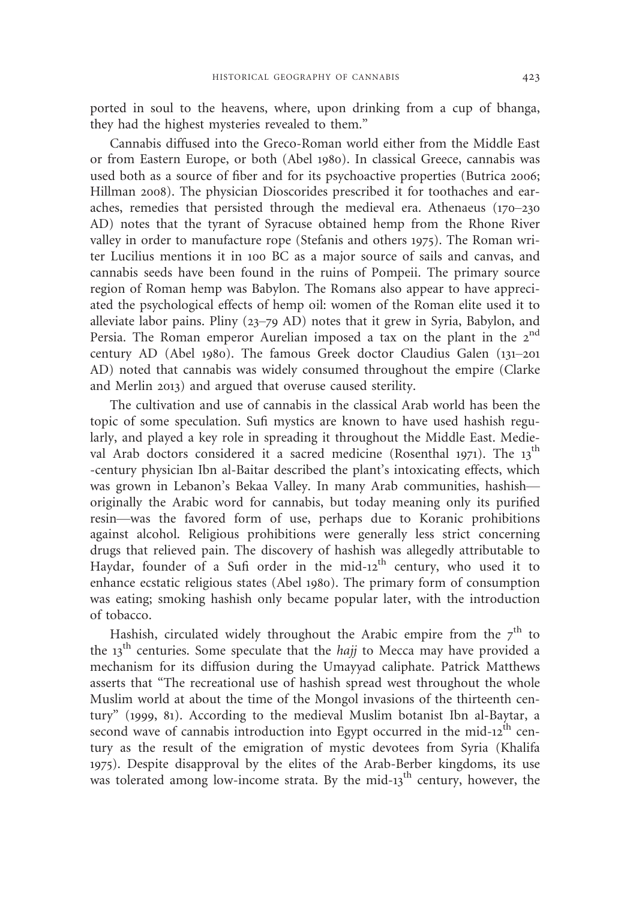ported in soul to the heavens, where, upon drinking from a cup of bhanga, they had the highest mysteries revealed to them."

Cannabis diffused into the Greco-Roman world either from the Middle East or from Eastern Europe, or both (Abel 1980). In classical Greece, cannabis was used both as a source of fiber and for its psychoactive properties (Butrica 2006; Hillman 2008). The physician Dioscorides prescribed it for toothaches and earaches, remedies that persisted through the medieval era. Athenaeus (170–230 AD) notes that the tyrant of Syracuse obtained hemp from the Rhone River valley in order to manufacture rope (Stefanis and others 1975). The Roman writer Lucilius mentions it in 100 BC as a major source of sails and canvas, and cannabis seeds have been found in the ruins of Pompeii. The primary source region of Roman hemp was Babylon. The Romans also appear to have appreciated the psychological effects of hemp oil: women of the Roman elite used it to alleviate labor pains. Pliny (23–79 AD) notes that it grew in Syria, Babylon, and Persia. The Roman emperor Aurelian imposed a tax on the plant in the 2nd century AD (Abel 1980). The famous Greek doctor Claudius Galen (131–201 AD) noted that cannabis was widely consumed throughout the empire (Clarke and Merlin 2013) and argued that overuse caused sterility.

The cultivation and use of cannabis in the classical Arab world has been the topic of some speculation. Sufi mystics are known to have used hashish regularly, and played a key role in spreading it throughout the Middle East. Medieval Arab doctors considered it a sacred medicine (Rosenthal 1971). The 13th-century physician Ibn al-Baitar described the plant's intoxicating effects, which was grown in Lebanon's Bekaa Valley. In many Arab communities, hashish—originally the Arabic word for cannabis, but today meaning only its purified resin—was the favored form of use, perhaps due to Koranic prohibitions against alcohol. Religious prohibitions were generally less strict concerning drugs that relieved pain. The discovery of hashish was allegedly attributable to Haydar, founder of a Sufi order in the mid-12th century, who used it to enhance ecstatic religious states (Abel 1980). The primary form of consumption was eating; smoking hashish only became popular later, with the introduction of tobacco.

Hashish, circulated widely throughout the Arabic empire from the 7th to the 13th centuries. Some speculate that the *hajj* to Mecca may have provided a mechanism for its diffusion during the Umayyad caliphate. Patrick Matthews asserts that "The recreational use of hashish spread west throughout the whole Muslim world at about the time of the Mongol invasions of the thirteenth century" (1999, 81). According to the medieval Muslim botanist Ibn al-Baytar, a second wave of cannabis introduction into Egypt occurred in the mid-12th century as the result of the emigration of mystic devotees from Syria (Khalifa 1975). Despite disapproval by the elites of the Arab-Berber kingdoms, its use was tolerated among low-income strata. By the mid-13th century, however, the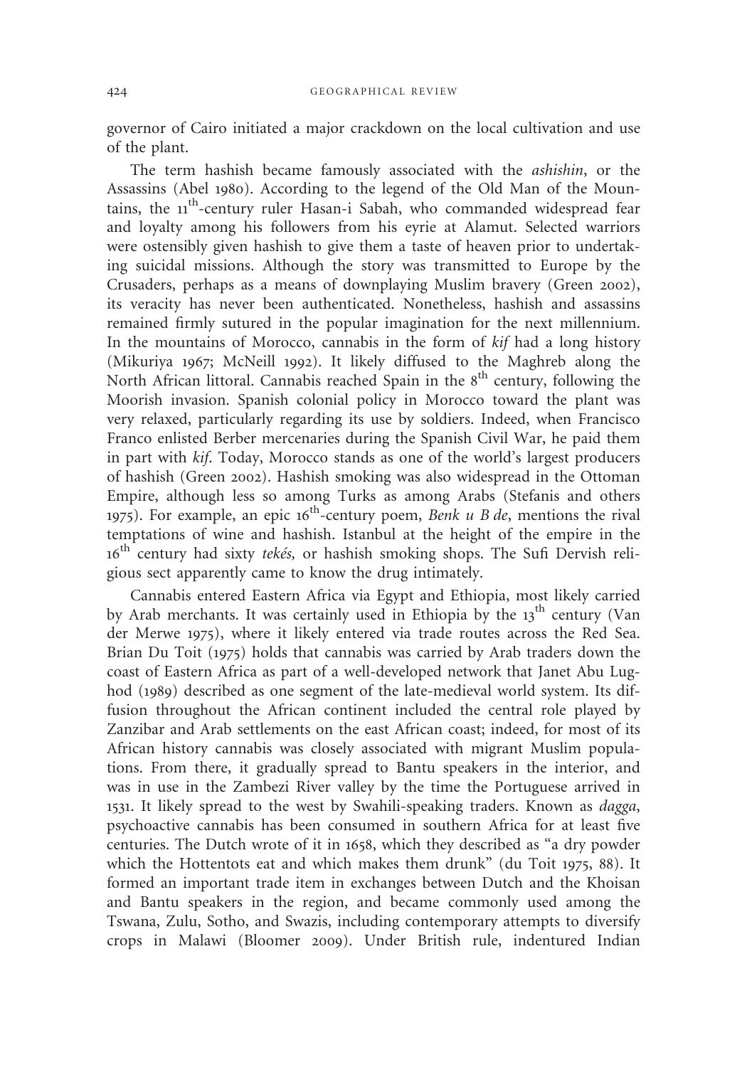governor of Cairo initiated a major crackdown on the local cultivation and use of the plant.

The term hashish became famously associated with the *ashishin*, or the Assassins (Abel 1980). According to the legend of the Old Man of the Mountains, the 11th-century ruler Hasan-i Sabah, who commanded widespread fear and loyalty among his followers from his eyrie at Alamut. Selected warriors were ostensibly given hashish to give them a taste of heaven prior to undertaking suicidal missions. Although the story was transmitted to Europe by the Crusaders, perhaps as a means of downplaying Muslim bravery (Green 2002), its veracity has never been authenticated. Nonetheless, hashish and assassins remained firmly sutured in the popular imagination for the next millennium. In the mountains of Morocco, cannabis in the form of *kif* had a long history (Mikuriya 1967; McNeill 1992). It likely diffused to the Maghreb along the North African littoral. Cannabis reached Spain in the 8th century, following the Moorish invasion. Spanish colonial policy in Morocco toward the plant was very relaxed, particularly regarding its use by soldiers. Indeed, when Francisco Franco enlisted Berber mercenaries during the Spanish Civil War, he paid them in part with *kif*. Today, Morocco stands as one of the world's largest producers of hashish (Green 2002). Hashish smoking was also widespread in the Ottoman Empire, although less so among Turks as among Arabs (Stefanis and others 1975). For example, an epic 16th-century poem, *Benk u B de*, mentions the rival temptations of wine and hashish. Istanbul at the height of the empire in the 16th century had sixty *tekés,* or hashish smoking shops. The Sufi Dervish religious sect apparently came to know the drug intimately.

Cannabis entered Eastern Africa via Egypt and Ethiopia, most likely carried by Arab merchants. It was certainly used in Ethiopia by the 13th century (Van der Merwe 1975), where it likely entered via trade routes across the Red Sea. Brian Du Toit (1975) holds that cannabis was carried by Arab traders down the coast of Eastern Africa as part of a well-developed network that Janet Abu Lughod (1989) described as one segment of the late-medieval world system. Its diffusion throughout the African continent included the central role played by Zanzibar and Arab settlements on the east African coast; indeed, for most of its African history cannabis was closely associated with migrant Muslim populations. From there, it gradually spread to Bantu speakers in the interior, and was in use in the Zambezi River valley by the time the Portuguese arrived in 1531. It likely spread to the west by Swahili-speaking traders. Known as *dagga*, psychoactive cannabis has been consumed in southern Africa for at least five centuries. The Dutch wrote of it in 1658, which they described as "a dry powder which the Hottentots eat and which makes them drunk" (du Toit 1975, 88). It formed an important trade item in exchanges between Dutch and the Khoisan and Bantu speakers in the region, and became commonly used among the Tswana, Zulu, Sotho, and Swazis, including contemporary attempts to diversify crops in Malawi (Bloomer 2009). Under British rule, indentured Indian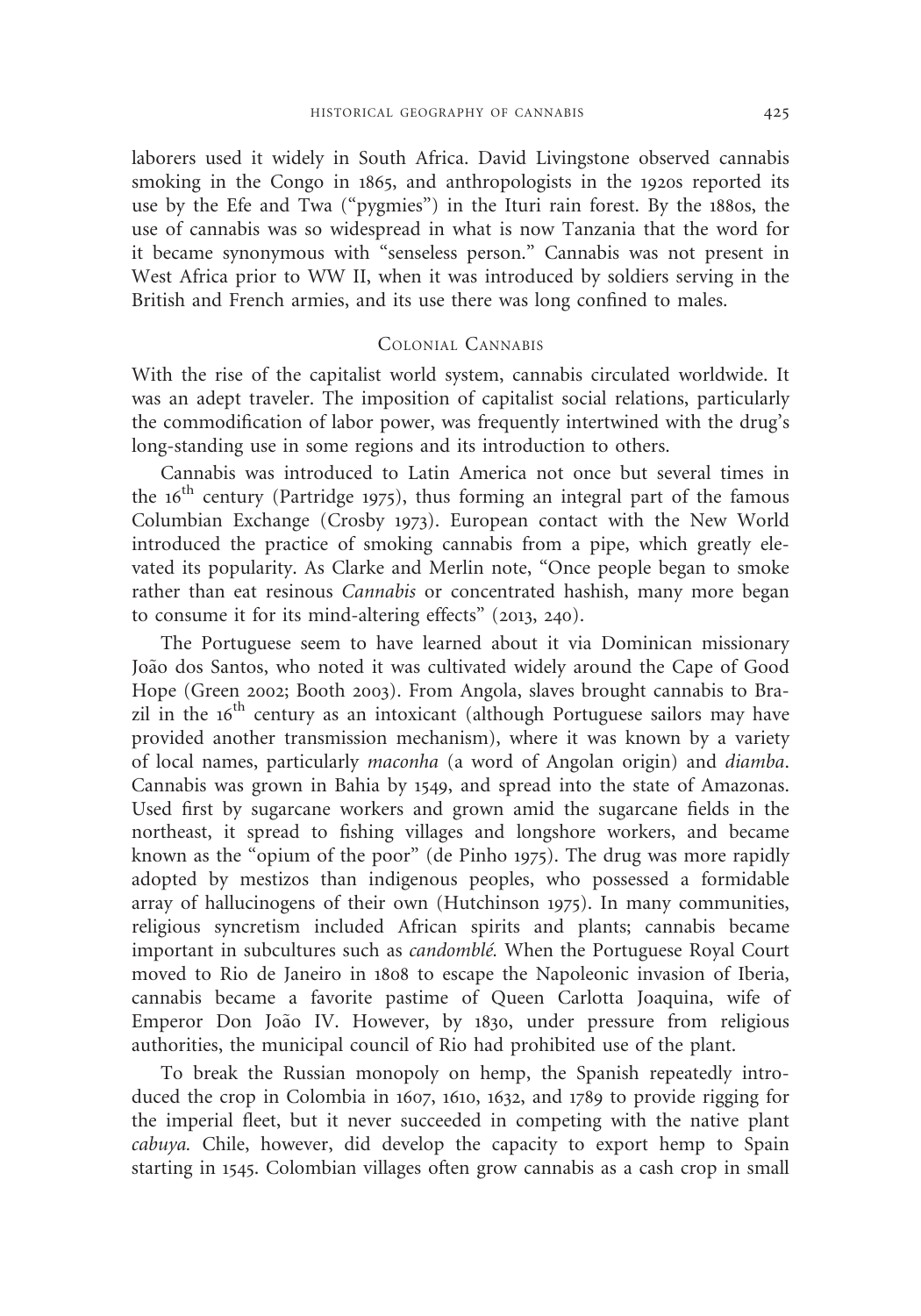laborers used it widely in South Africa. David Livingstone observed cannabis smoking in the Congo in 1865, and anthropologists in the 1920s reported its use by the Efe and Twa ("pygmies") in the Ituri rain forest. By the 1880s, the use of cannabis was so widespread in what is now Tanzania that the word for it became synonymous with "senseless person." Cannabis was not present in West Africa prior to WW II, when it was introduced by soldiers serving in the British and French armies, and its use there was long confined to males.

## Colonial Cannabis

With the rise of the capitalist world system, cannabis circulated worldwide. It was an adept traveler. The imposition of capitalist social relations, particularly the commodification of labor power, was frequently intertwined with the drug's long-standing use in some regions and its introduction to others.

Cannabis was introduced to Latin America not once but several times in the 16th century (Partridge 1975), thus forming an integral part of the famous Columbian Exchange (Crosby 1973). European contact with the New World introduced the practice of smoking cannabis from a pipe, which greatly elevated its popularity. As Clarke and Merlin note, "Once people began to smoke rather than eat resinous *Cannabis* or concentrated hashish, many more began to consume it for its mind-altering effects" (2013, 240).

The Portuguese seem to have learned about it via Dominican missionary João dos Santos, who noted it was cultivated widely around the Cape of Good Hope (Green 2002; Booth 2003). From Angola, slaves brought cannabis to Brazil in the 16th century as an intoxicant (although Portuguese sailors may have provided another transmission mechanism), where it was known by a variety of local names, particularly *maconha* (a word of Angolan origin) and *diamba*. Cannabis was grown in Bahia by 1549, and spread into the state of Amazonas. Used first by sugarcane workers and grown amid the sugarcane fields in the northeast, it spread to fishing villages and longshore workers, and became known as the "opium of the poor" (de Pinho 1975). The drug was more rapidly adopted by mestizos than indigenous peoples, who possessed a formidable array of hallucinogens of their own (Hutchinson 1975). In many communities, religious syncretism included African spirits and plants; cannabis became important in subcultures such as *candomblé*. When the Portuguese Royal Court moved to Rio de Janeiro in 1808 to escape the Napoleonic invasion of Iberia, cannabis became a favorite pastime of Queen Carlotta Joaquina, wife of Emperor Don João IV. However, by 1830, under pressure from religious authorities, the municipal council of Rio had prohibited use of the plant.

To break the Russian monopoly on hemp, the Spanish repeatedly introduced the crop in Colombia in 1607, 1610, 1632, and 1789 to provide rigging for the imperial fleet, but it never succeeded in competing with the native plant *cabuya*. Chile, however, did develop the capacity to export hemp to Spain starting in 1545. Colombian villages often grow cannabis as a cash crop in small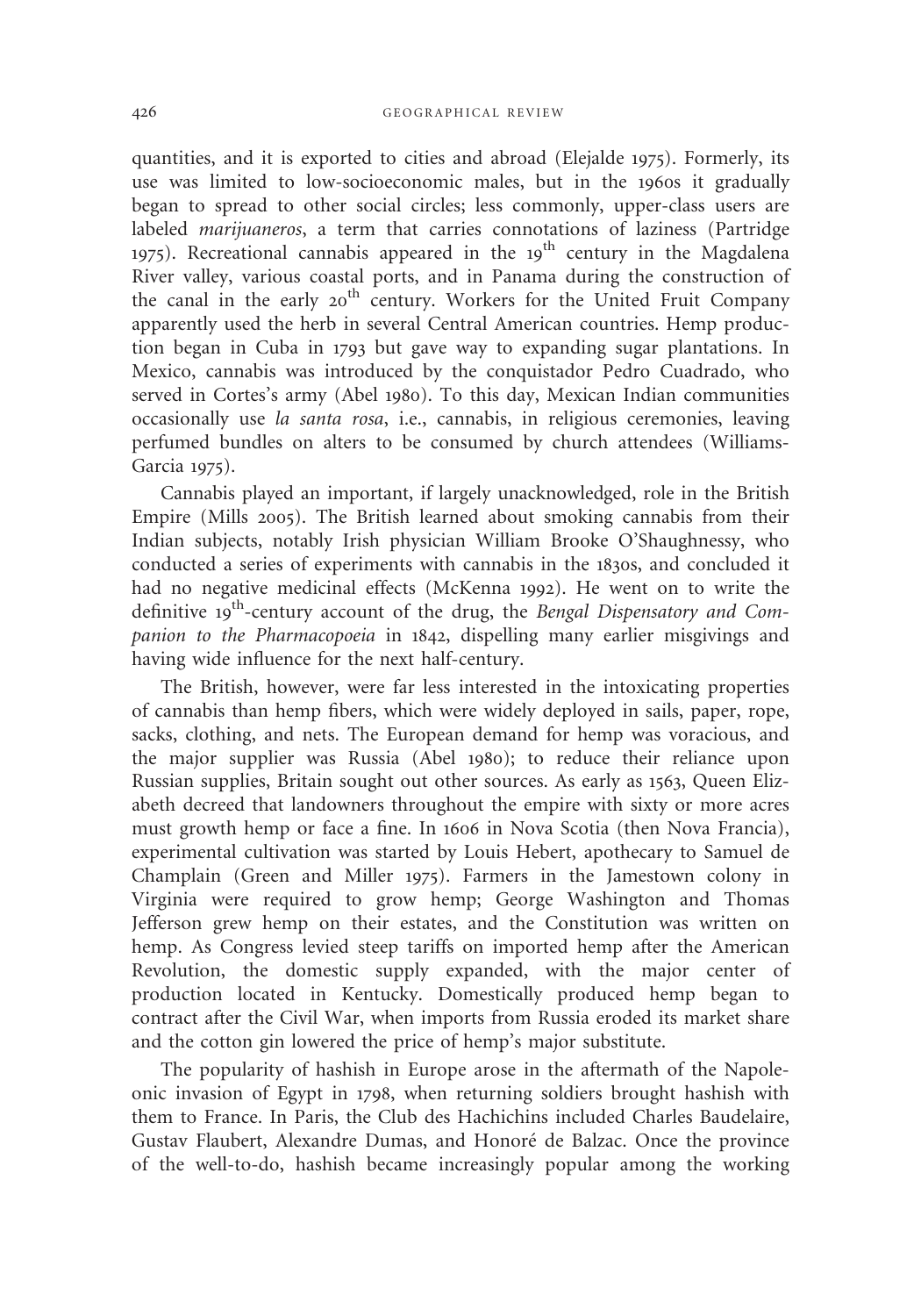quantities, and it is exported to cities and abroad (Elejalde 1975). Formerly, its use was limited to low-socioeconomic males, but in the 1960s it gradually began to spread to other social circles; less commonly, upper-class users are labeled *marijuaneros*, a term that carries connotations of laziness (Partridge 1975). Recreational cannabis appeared in the 19th century in the Magdalena River valley, various coastal ports, and in Panama during the construction of the canal in the early 20th century. Workers for the United Fruit Company apparently used the herb in several Central American countries. Hemp production began in Cuba in 1793 but gave way to expanding sugar plantations. In Mexico, cannabis was introduced by the conquistador Pedro Cuadrado, who served in Cortes's army (Abel 1980). To this day, Mexican Indian communities occasionally use *la santa rosa*, i.e., cannabis, in religious ceremonies, leaving perfumed bundles on alters to be consumed by church attendees (Williams-Garcia 1975).

Cannabis played an important, if largely unacknowledged, role in the British Empire (Mills 2005). The British learned about smoking cannabis from their Indian subjects, notably Irish physician William Brooke O'Shaughnessy, who conducted a series of experiments with cannabis in the 1830s, and concluded it had no negative medicinal effects (McKenna 1992). He went on to write the definitive 19th-century account of the drug, the *Bengal Dispensatory and Companion to the Pharmacopoeia* in 1842, dispelling many earlier misgivings and having wide influence for the next half-century.

The British, however, were far less interested in the intoxicating properties of cannabis than hemp fibers, which were widely deployed in sails, paper, rope, sacks, clothing, and nets. The European demand for hemp was voracious, and the major supplier was Russia (Abel 1980); to reduce their reliance upon Russian supplies, Britain sought out other sources. As early as 1563, Queen Elizabeth decreed that landowners throughout the empire with sixty or more acres must growth hemp or face a fine. In 1606 in Nova Scotia (then Nova Francia), experimental cultivation was started by Louis Hebert, apothecary to Samuel de Champlain (Green and Miller 1975). Farmers in the Jamestown colony in Virginia were required to grow hemp; George Washington and Thomas Jefferson grew hemp on their estates, and the Constitution was written on hemp. As Congress levied steep tariffs on imported hemp after the American Revolution, the domestic supply expanded, with the major center of production located in Kentucky. Domestically produced hemp began to contract after the Civil War, when imports from Russia eroded its market share and the cotton gin lowered the price of hemp's major substitute.

The popularity of hashish in Europe arose in the aftermath of the Napoleonic invasion of Egypt in 1798, when returning soldiers brought hashish with them to France. In Paris, the Club des Hachichins included Charles Baudelaire, Gustav Flaubert, Alexandre Dumas, and Honoré de Balzac. Once the province of the well-to-do, hashish became increasingly popular among the working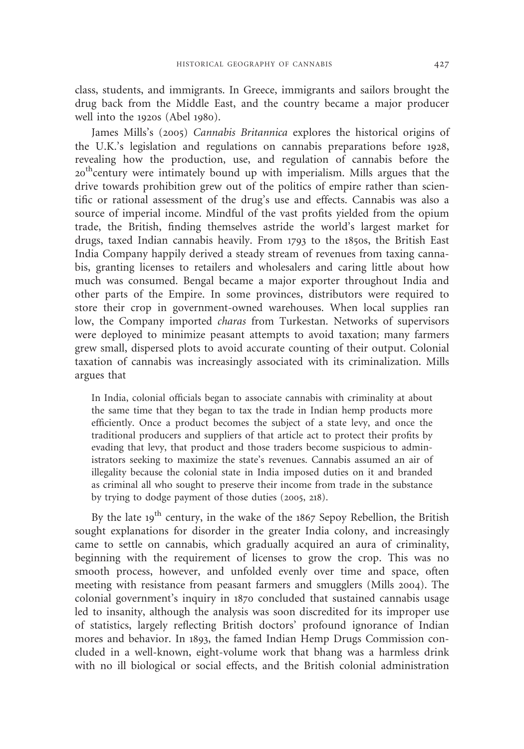class, students, and immigrants. In Greece, immigrants and sailors brought the drug back from the Middle East, and the country became a major producer well into the 1920s (Abel 1980).

James Mills's (2005) *Cannabis Britannica* explores the historical origins of the U.K.'s legislation and regulations on cannabis preparations before 1928, revealing how the production, use, and regulation of cannabis before the 20th century were intimately bound up with imperialism. Mills argues that the drive towards prohibition grew out of the politics of empire rather than scientific or rational assessment of the drug's use and effects. Cannabis was also a source of imperial income. Mindful of the vast profits yielded from the opium trade, the British, finding themselves astride the world's largest market for drugs, taxed Indian cannabis heavily. From 1793 to the 1850s, the British East India Company happily derived a steady stream of revenues from taxing cannabis, granting licenses to retailers and wholesalers and caring little about how much was consumed. Bengal became a major exporter throughout India and other parts of the Empire. In some provinces, distributors were required to store their crop in government-owned warehouses. When local supplies ran low, the Company imported *charas* from Turkestan. Networks of supervisors were deployed to minimize peasant attempts to avoid taxation; many farmers grew small, dispersed plots to avoid accurate counting of their output. Colonial taxation of cannabis was increasingly associated with its criminalization. Mills argues that

> In India, colonial officials began to associate cannabis with criminality at about the same time that they began to tax the trade in Indian hemp products more efficiently. Once a product becomes the subject of a state levy, and once the traditional producers and suppliers of that article act to protect their profits by evading that levy, that product and those traders become suspicious to administrators seeking to maximize the state's revenues. Cannabis assumed an air of illegality because the colonial state in India imposed duties on it and branded as criminal all who sought to preserve their income from trade in the substance by trying to dodge payment of those duties (2005, 218).

By the late 19th century, in the wake of the 1867 Sepoy Rebellion, the British sought explanations for disorder in the greater India colony, and increasingly came to settle on cannabis, which gradually acquired an aura of criminality, beginning with the requirement of licenses to grow the crop. This was no smooth process, however, and unfolded evenly over time and space, often meeting with resistance from peasant farmers and smugglers (Mills 2004). The colonial government's inquiry in 1870 concluded that sustained cannabis usage led to insanity, although the analysis was soon discredited for its improper use of statistics, largely reflecting British doctors' profound ignorance of Indian mores and behavior. In 1893, the famed Indian Hemp Drugs Commission concluded in a well-known, eight-volume work that bhang was a harmless drink with no ill biological or social effects, and the British colonial administration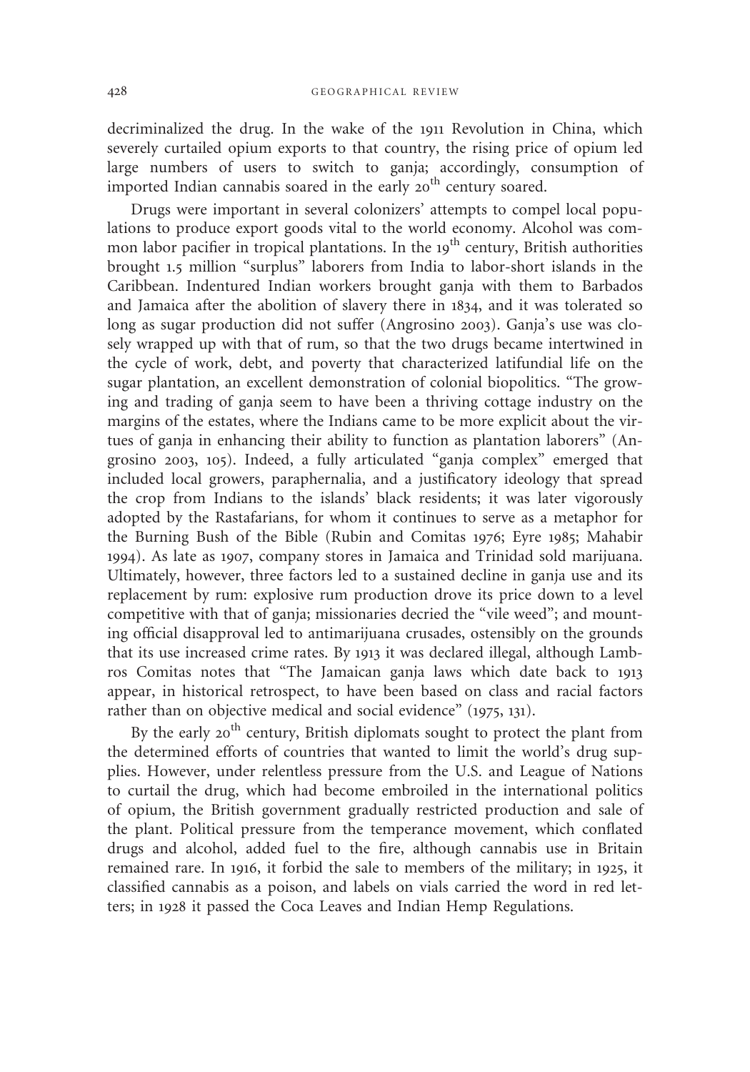decriminalized the drug. In the wake of the 1911 Revolution in China, which severely curtailed opium exports to that country, the rising price of opium led large numbers of users to switch to ganja; accordingly, consumption of imported Indian cannabis soared in the early 20th century soared.

Drugs were important in several colonizers' attempts to compel local populations to produce export goods vital to the world economy. Alcohol was common labor pacifier in tropical plantations. In the 19th century, British authorities brought 1.5 million "surplus" laborers from India to labor-short islands in the Caribbean. Indentured Indian workers brought ganja with them to Barbados and Jamaica after the abolition of slavery there in 1834, and it was tolerated so long as sugar production did not suffer (Angrosino 2003). Ganja's use was closely wrapped up with that of rum, so that the two drugs became intertwined in the cycle of work, debt, and poverty that characterized latifundial life on the sugar plantation, an excellent demonstration of colonial biopolitics. "The growing and trading of ganja seem to have been a thriving cottage industry on the margins of the estates, where the Indians came to be more explicit about the virtues of ganja in enhancing their ability to function as plantation laborers" (Angrosino 2003, 105). Indeed, a fully articulated "ganja complex" emerged that included local growers, paraphernalia, and a justificatory ideology that spread the crop from Indians to the islands' black residents; it was later vigorously adopted by the Rastafarians, for whom it continues to serve as a metaphor for the Burning Bush of the Bible (Rubin and Comitas 1976; Eyre 1985; Mahabir 1994). As late as 1907, company stores in Jamaica and Trinidad sold marijuana. Ultimately, however, three factors led to a sustained decline in ganja use and its replacement by rum: explosive rum production drove its price down to a level competitive with that of ganja; missionaries decried the "vile weed"; and mounting official disapproval led to antimarijuana crusades, ostensibly on the grounds that its use increased crime rates. By 1913 it was declared illegal, although Lambros Comitas notes that "The Jamaican ganja laws which date back to 1913 appear, in historical retrospect, to have been based on class and racial factors rather than on objective medical and social evidence" (1975, 131).

By the early 20th century, British diplomats sought to protect the plant from the determined efforts of countries that wanted to limit the world's drug supplies. However, under relentless pressure from the U.S. and League of Nations to curtail the drug, which had become embroiled in the international politics of opium, the British government gradually restricted production and sale of the plant. Political pressure from the temperance movement, which conflated drugs and alcohol, added fuel to the fire, although cannabis use in Britain remained rare. In 1916, it forbid the sale to members of the military; in 1925, it classified cannabis as a poison, and labels on vials carried the word in red letters; in 1928 it passed the Coca Leaves and Indian Hemp Regulations.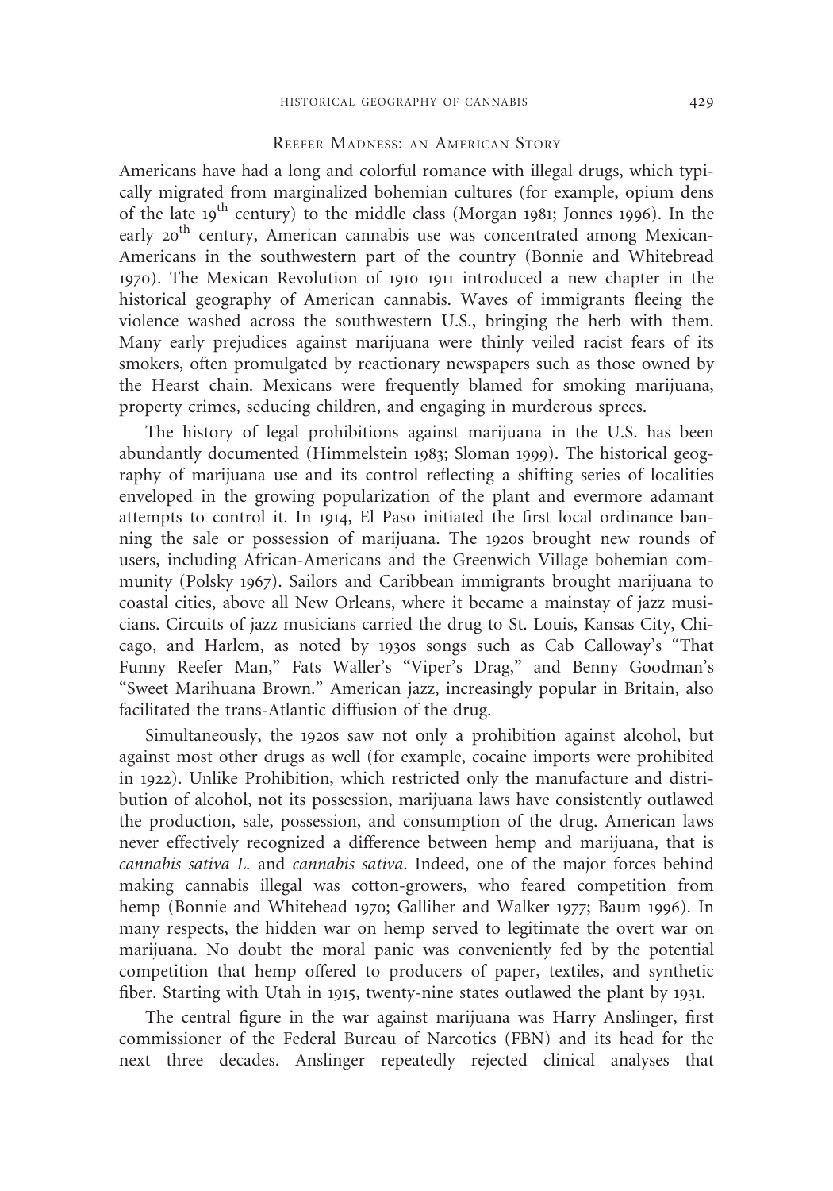## Reefer Madness: an American Story

Americans have had a long and colorful romance with illegal drugs, which typically migrated from marginalized bohemian cultures (for example, opium dens of the late 19th century) to the middle class (Morgan 1981; Jonnes 1996). In the early 20th century, American cannabis use was concentrated among Mexican-Americans in the southwestern part of the country (Bonnie and Whitebread 1970). The Mexican Revolution of 1910–1911 introduced a new chapter in the historical geography of American cannabis. Waves of immigrants fleeing the violence washed across the southwestern U.S., bringing the herb with them. Many early prejudices against marijuana were thinly veiled racist fears of its smokers, often promulgated by reactionary newspapers such as those owned by the Hearst chain. Mexicans were frequently blamed for smoking marijuana, property crimes, seducing children, and engaging in murderous sprees.

The history of legal prohibitions against marijuana in the U.S. has been abundantly documented (Himmelstein 1983; Sloman 1999). The historical geography of marijuana use and its control reflecting a shifting series of localities enveloped in the growing popularization of the plant and evermore adamant attempts to control it. In 1914, El Paso initiated the first local ordinance banning the sale or possession of marijuana. The 1920s brought new rounds of users, including African-Americans and the Greenwich Village bohemian community (Polsky 1967). Sailors and Caribbean immigrants brought marijuana to coastal cities, above all New Orleans, where it became a mainstay of jazz musicians. Circuits of jazz musicians carried the drug to St. Louis, Kansas City, Chicago, and Harlem, as noted by 1930s songs such as Cab Calloway's "That Funny Reefer Man," Fats Waller's "Viper's Drag," and Benny Goodman's "Sweet Marihuana Brown." American jazz, increasingly popular in Britain, also facilitated the trans-Atlantic diffusion of the drug.

Simultaneously, the 1920s saw not only a prohibition against alcohol, but against most other drugs as well (for example, cocaine imports were prohibited in 1922). Unlike Prohibition, which restricted only the manufacture and distribution of alcohol, not its possession, marijuana laws have consistently outlawed the production, sale, possession, and consumption of the drug. American laws never effectively recognized a difference between hemp and marijuana, that is *cannabis sativa L.* and *cannabis sativa*. Indeed, one of the major forces behind making cannabis illegal was cotton-growers, who feared competition from hemp (Bonnie and Whitehead 1970; Galliher and Walker 1977; Baum 1996). In many respects, the hidden war on hemp served to legitimate the overt war on marijuana. No doubt the moral panic was conveniently fed by the potential competition that hemp offered to producers of paper, textiles, and synthetic fiber. Starting with Utah in 1915, twenty-nine states outlawed the plant by 1931.

The central figure in the war against marijuana was Harry Anslinger, first commissioner of the Federal Bureau of Narcotics (FBN) and its head for the next three decades. Anslinger repeatedly rejected clinical analyses that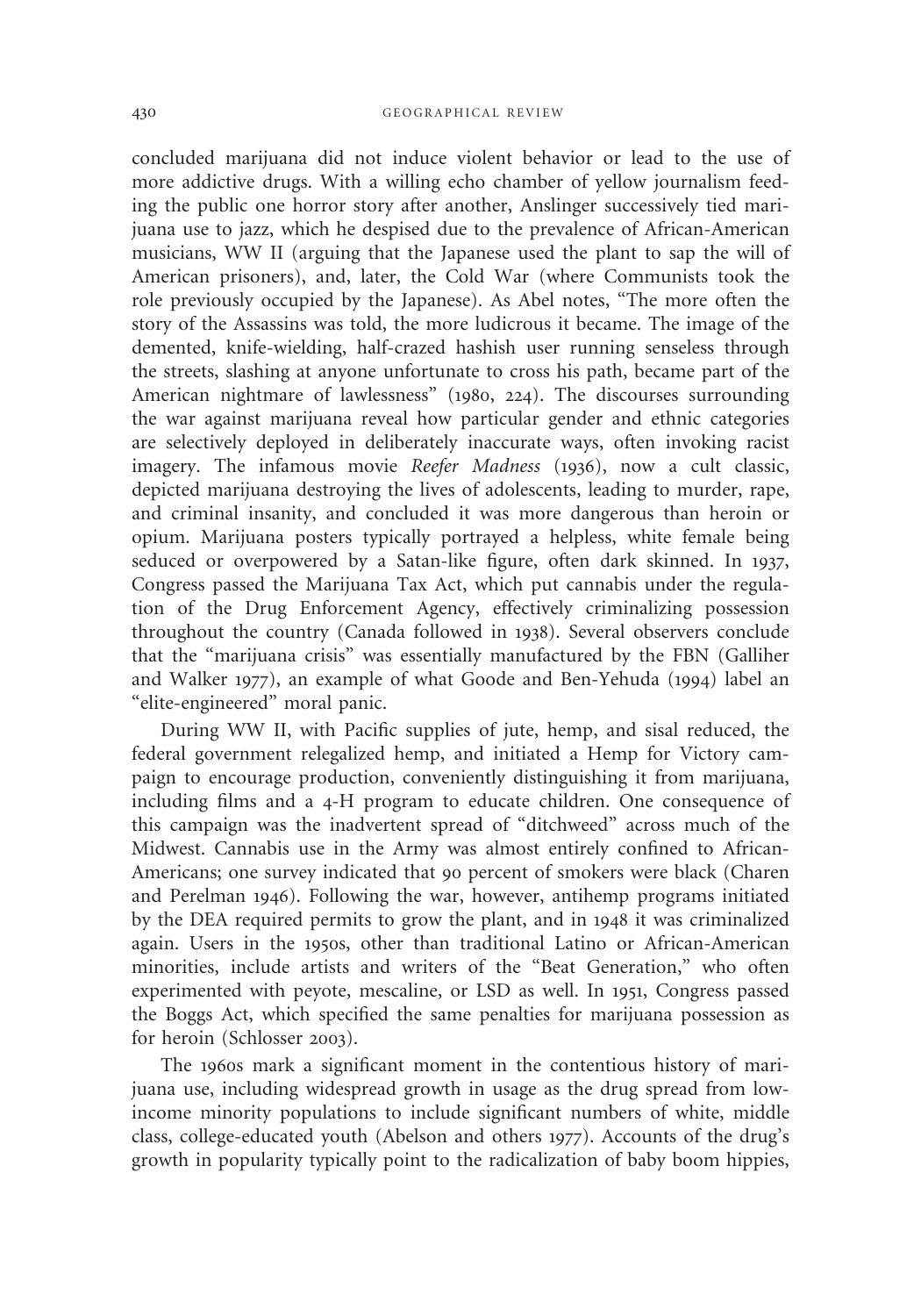concluded marijuana did not induce violent behavior or lead to the use of more addictive drugs. With a willing echo chamber of yellow journalism feeding the public one horror story after another, Anslinger successively tied marijuana use to jazz, which he despised due to the prevalence of African-American musicians, WW II (arguing that the Japanese used the plant to sap the will of American prisoners), and, later, the Cold War (where Communists took the role previously occupied by the Japanese). As Abel notes, "The more often the story of the Assassins was told, the more ludicrous it became. The image of the demented, knife-wielding, half-crazed hashish user running senseless through the streets, slashing at anyone unfortunate to cross his path, became part of the American nightmare of lawlessness" (1980, 224). The discourses surrounding the war against marijuana reveal how particular gender and ethnic categories are selectively deployed in deliberately inaccurate ways, often invoking racist imagery. The infamous movie *Reefer Madness* (1936), now a cult classic, depicted marijuana destroying the lives of adolescents, leading to murder, rape, and criminal insanity, and concluded it was more dangerous than heroin or opium. Marijuana posters typically portrayed a helpless, white female being seduced or overpowered by a Satan-like figure, often dark skinned. In 1937, Congress passed the Marijuana Tax Act, which put cannabis under the regulation of the Drug Enforcement Agency, effectively criminalizing possession throughout the country (Canada followed in 1938). Several observers conclude that the "marijuana crisis" was essentially manufactured by the FBN (Galliher and Walker 1977), an example of what Goode and Ben-Yehuda (1994) label an "elite-engineered" moral panic.

During WW II, with Pacific supplies of jute, hemp, and sisal reduced, the federal government relegalized hemp, and initiated a Hemp for Victory campaign to encourage production, conveniently distinguishing it from marijuana, including films and a 4-H program to educate children. One consequence of this campaign was the inadvertent spread of "ditchweed" across much of the Midwest. Cannabis use in the Army was almost entirely confined to African-Americans; one survey indicated that 90 percent of smokers were black (Charen and Perelman 1946). Following the war, however, antihemp programs initiated by the DEA required permits to grow the plant, and in 1948 it was criminalized again. Users in the 1950s, other than traditional Latino or African-American minorities, include artists and writers of the "Beat Generation," who often experimented with peyote, mescaline, or LSD as well. In 1951, Congress passed the Boggs Act, which specified the same penalties for marijuana possession as for heroin (Schlosser 2003).

The 1960s mark a significant moment in the contentious history of marijuana use, including widespread growth in usage as the drug spread from low-income minority populations to include significant numbers of white, middle class, college-educated youth (Abelson and others 1977). Accounts of the drug's growth in popularity typically point to the radicalization of baby boom hippies,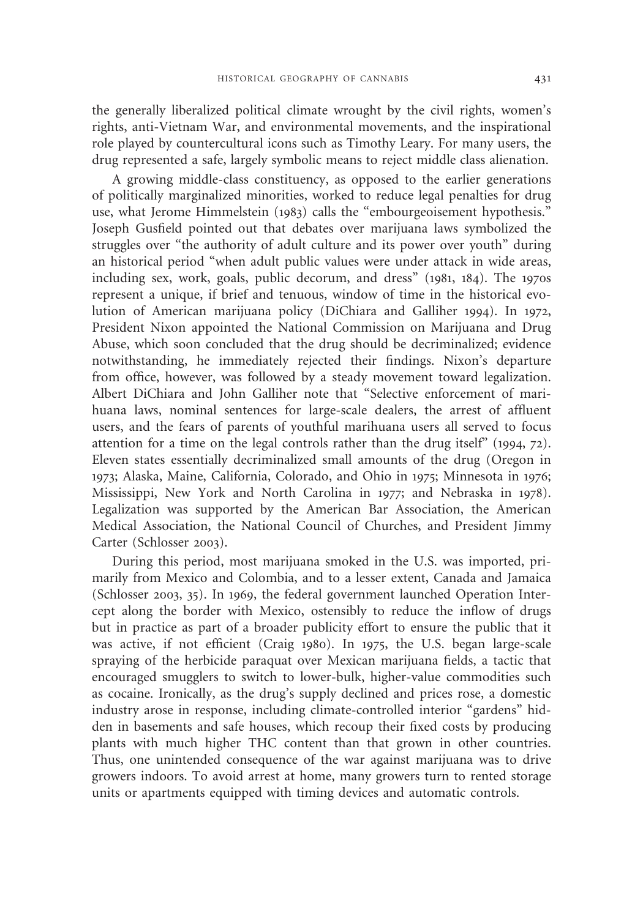the generally liberalized political climate wrought by the civil rights, women's rights, anti-Vietnam War, and environmental movements, and the inspirational role played by countercultural icons such as Timothy Leary. For many users, the drug represented a safe, largely symbolic means to reject middle class alienation.

A growing middle-class constituency, as opposed to the earlier generations of politically marginalized minorities, worked to reduce legal penalties for drug use, what Jerome Himmelstein (1983) calls the "embourgeoisement hypothesis." Joseph Gusfield pointed out that debates over marijuana laws symbolized the struggles over "the authority of adult culture and its power over youth" during an historical period "when adult public values were under attack in wide areas, including sex, work, goals, public decorum, and dress" (1981, 184). The 1970s represent a unique, if brief and tenuous, window of time in the historical evolution of American marijuana policy (DiChiara and Galliher 1994). In 1972, President Nixon appointed the National Commission on Marijuana and Drug Abuse, which soon concluded that the drug should be decriminalized; evidence notwithstanding, he immediately rejected their findings. Nixon's departure from office, however, was followed by a steady movement toward legalization. Albert DiChiara and John Galliher note that "Selective enforcement of marihuana laws, nominal sentences for large-scale dealers, the arrest of affluent users, and the fears of parents of youthful marihuana users all served to focus attention for a time on the legal controls rather than the drug itself" (1994, 72). Eleven states essentially decriminalized small amounts of the drug (Oregon in 1973; Alaska, Maine, California, Colorado, and Ohio in 1975; Minnesota in 1976; Mississippi, New York and North Carolina in 1977; and Nebraska in 1978). Legalization was supported by the American Bar Association, the American Medical Association, the National Council of Churches, and President Jimmy Carter (Schlosser 2003).

During this period, most marijuana smoked in the U.S. was imported, primarily from Mexico and Colombia, and to a lesser extent, Canada and Jamaica (Schlosser 2003, 35). In 1969, the federal government launched Operation Intercept along the border with Mexico, ostensibly to reduce the inflow of drugs but in practice as part of a broader publicity effort to ensure the public that it was active, if not efficient (Craig 1980). In 1975, the U.S. began large-scale spraying of the herbicide paraquat over Mexican marijuana fields, a tactic that encouraged smugglers to switch to lower-bulk, higher-value commodities such as cocaine. Ironically, as the drug's supply declined and prices rose, a domestic industry arose in response, including climate-controlled interior "gardens" hidden in basements and safe houses, which recoup their fixed costs by producing plants with much higher THC content than that grown in other countries. Thus, one unintended consequence of the war against marijuana was to drive growers indoors. To avoid arrest at home, many growers turn to rented storage units or apartments equipped with timing devices and automatic controls.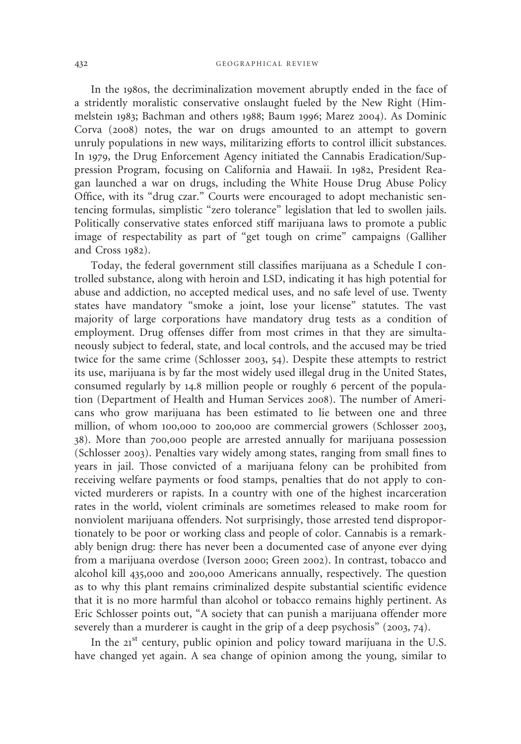In the 1980s, the decriminalization movement abruptly ended in the face of a stridently moralistic conservative onslaught fueled by the New Right (Himmelstein 1983; Bachman and others 1988; Baum 1996; Marez 2004). As Dominic Corva (2008) notes, the war on drugs amounted to an attempt to govern unruly populations in new ways, militarizing efforts to control illicit substances. In 1979, the Drug Enforcement Agency initiated the Cannabis Eradication/Suppression Program, focusing on California and Hawaii. In 1982, President Reagan launched a war on drugs, including the White House Drug Abuse Policy Office, with its "drug czar." Courts were encouraged to adopt mechanistic sentencing formulas, simplistic "zero tolerance" legislation that led to swollen jails. Politically conservative states enforced stiff marijuana laws to promote a public image of respectability as part of "get tough on crime" campaigns (Galliher and Cross 1982).

Today, the federal government still classifies marijuana as a Schedule I controlled substance, along with heroin and LSD, indicating it has high potential for abuse and addiction, no accepted medical uses, and no safe level of use. Twenty states have mandatory "smoke a joint, lose your license" statutes. The vast majority of large corporations have mandatory drug tests as a condition of employment. Drug offenses differ from most crimes in that they are simultaneously subject to federal, state, and local controls, and the accused may be tried twice for the same crime (Schlosser 2003, 54). Despite these attempts to restrict its use, marijuana is by far the most widely used illegal drug in the United States, consumed regularly by 14.8 million people or roughly 6 percent of the population (Department of Health and Human Services 2008). The number of Americans who grow marijuana has been estimated to lie between one and three million, of whom 100,000 to 200,000 are commercial growers (Schlosser 2003, 38). More than 700,000 people are arrested annually for marijuana possession (Schlosser 2003). Penalties vary widely among states, ranging from small fines to years in jail. Those convicted of a marijuana felony can be prohibited from receiving welfare payments or food stamps, penalties that do not apply to convicted murderers or rapists. In a country with one of the highest incarceration rates in the world, violent criminals are sometimes released to make room for nonviolent marijuana offenders. Not surprisingly, those arrested tend disproportionately to be poor or working class and people of color. Cannabis is a remarkably benign drug: there has never been a documented case of anyone ever dying from a marijuana overdose (Iverson 2000; Green 2002). In contrast, tobacco and alcohol kill 435,000 and 200,000 Americans annually, respectively. The question as to why this plant remains criminalized despite substantial scientific evidence that it is no more harmful than alcohol or tobacco remains highly pertinent. As Eric Schlosser points out, "A society that can punish a marijuana offender more severely than a murderer is caught in the grip of a deep psychosis" (2003, 74).

In the 21st century, public opinion and policy toward marijuana in the U.S. have changed yet again. A sea change of opinion among the young, similar to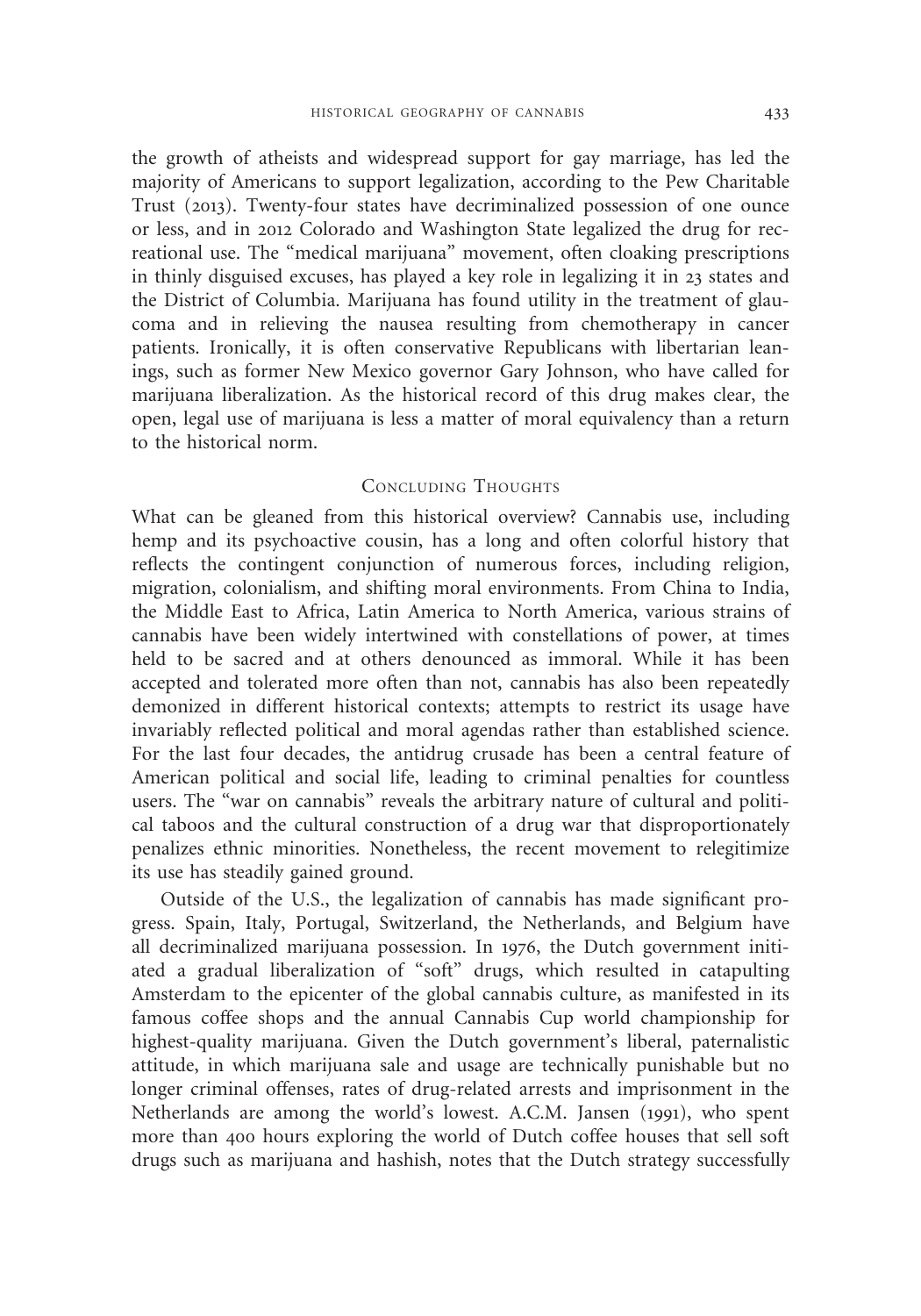the growth of atheists and widespread support for gay marriage, has led the majority of Americans to support legalization, according to the Pew Charitable Trust (2013). Twenty-four states have decriminalized possession of one ounce or less, and in 2012 Colorado and Washington State legalized the drug for recreational use. The "medical marijuana" movement, often cloaking prescriptions in thinly disguised excuses, has played a key role in legalizing it in 23 states and the District of Columbia. Marijuana has found utility in the treatment of glaucoma and in relieving the nausea resulting from chemotherapy in cancer patients. Ironically, it is often conservative Republicans with libertarian leanings, such as former New Mexico governor Gary Johnson, who have called for marijuana liberalization. As the historical record of this drug makes clear, the open, legal use of marijuana is less a matter of moral equivalency than a return to the historical norm.

## Concluding Thoughts

What can be gleaned from this historical overview? Cannabis use, including hemp and its psychoactive cousin, has a long and often colorful history that reflects the contingent conjunction of numerous forces, including religion, migration, colonialism, and shifting moral environments. From China to India, the Middle East to Africa, Latin America to North America, various strains of cannabis have been widely intertwined with constellations of power, at times held to be sacred and at others denounced as immoral. While it has been accepted and tolerated more often than not, cannabis has also been repeatedly demonized in different historical contexts; attempts to restrict its usage have invariably reflected political and moral agendas rather than established science. For the last four decades, the antidrug crusade has been a central feature of American political and social life, leading to criminal penalties for countless users. The "war on cannabis" reveals the arbitrary nature of cultural and political taboos and the cultural construction of a drug war that disproportionately penalizes ethnic minorities. Nonetheless, the recent movement to relegitimize its use has steadily gained ground.

Outside of the U.S., the legalization of cannabis has made significant progress. Spain, Italy, Portugal, Switzerland, the Netherlands, and Belgium have all decriminalized marijuana possession. In 1976, the Dutch government initiated a gradual liberalization of "soft" drugs, which resulted in catapulting Amsterdam to the epicenter of the global cannabis culture, as manifested in its famous coffee shops and the annual Cannabis Cup world championship for highest-quality marijuana. Given the Dutch government's liberal, paternalistic attitude, in which marijuana sale and usage are technically punishable but no longer criminal offenses, rates of drug-related arrests and imprisonment in the Netherlands are among the world's lowest. A.C.M. Jansen (1991), who spent more than 400 hours exploring the world of Dutch coffee houses that sell soft drugs such as marijuana and hashish, notes that the Dutch strategy successfully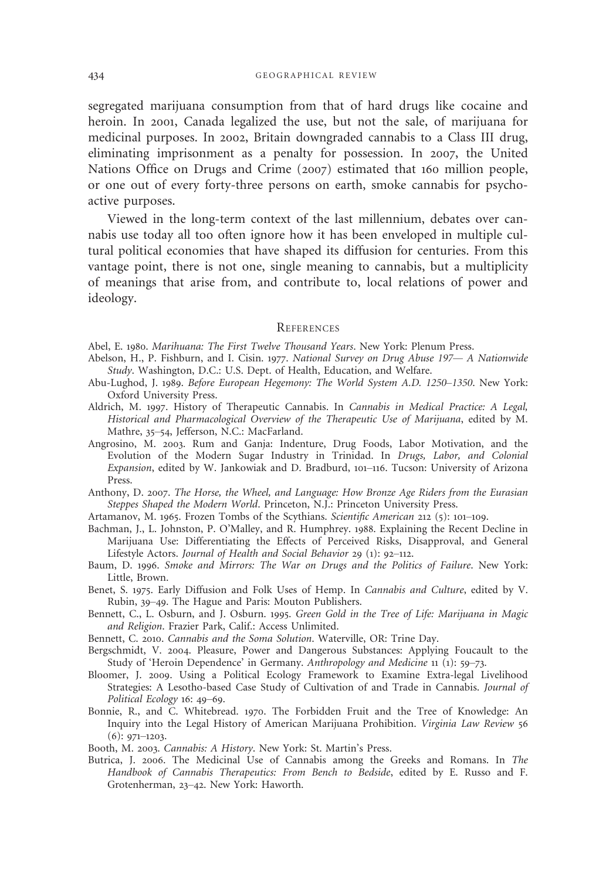segregated marijuana consumption from that of hard drugs like cocaine and heroin. In 2001, Canada legalized the use, but not the sale, of marijuana for medicinal purposes. In 2002, Britain downgraded cannabis to a Class III drug, eliminating imprisonment as a penalty for possession. In 2007, the United Nations Office on Drugs and Crime (2007) estimated that 160 million people, or one out of every forty-three persons on earth, smoke cannabis for psychoactive purposes.

Viewed in the long-term context of the last millennium, debates over cannabis use today all too often ignore how it has been enveloped in multiple cultural political economies that have shaped its diffusion for centuries. From this vantage point, there is not one, single meaning to cannabis, but a multiplicity of meanings that arise from, and contribute to, local relations of power and ideology.

## References

Abel, E. 1980. *Marihuana: The First Twelve Thousand Years*. New York: Plenum Press.

Abelson, H., P. Fishburn, and I. Cisin. 1977. *National Survey on Drug Abuse 197— A Nationwide Study*. Washington, D.C.: U.S. Dept. of Health, Education, and Welfare.

Abu-Lughod, J. 1989. *Before European Hegemony: The World System A.D. 1250–1350*. New York: Oxford University Press.

Aldrich, M. 1997. History of Therapeutic Cannabis. In *Cannabis in Medical Practice: A Legal, Historical and Pharmacological Overview of the Therapeutic Use of Marijuana*, edited by M. Mathre, 35–54, Jefferson, N.C.: MacFarland.

Angrosino, M. 2003. Rum and Ganja: Indenture, Drug Foods, Labor Motivation, and the Evolution of the Modern Sugar Industry in Trinidad. In *Drugs, Labor, and Colonial Expansion*, edited by W. Jankowiak and D. Bradburd, 101–116. Tucson: University of Arizona Press.

Anthony, D. 2007. *The Horse, the Wheel, and Language: How Bronze Age Riders from the Eurasian Steppes Shaped the Modern World*. Princeton, N.J.: Princeton University Press.

Artamanov, M. 1965. Frozen Tombs of the Scythians. *Scientific American* 212 (5): 101–109.

Bachman, J., L. Johnston, P. O'Malley, and R. Humphrey. 1988. Explaining the Recent Decline in Marijuana Use: Differentiating the Effects of Perceived Risks, Disapproval, and General Lifestyle Actors. *Journal of Health and Social Behavior* 29 (1): 92–112.

Baum, D. 1996. *Smoke and Mirrors: The War on Drugs and the Politics of Failure*. New York: Little, Brown.

Benet, S. 1975. Early Diffusion and Folk Uses of Hemp. In *Cannabis and Culture*, edited by V. Rubin, 39–49. The Hague and Paris: Mouton Publishers.

Bennett, C., L. Osburn, and J. Osburn. 1995. *Green Gold in the Tree of Life: Marijuana in Magic and Religion*. Frazier Park, Calif.: Access Unlimited.

Bennett, C. 2010. *Cannabis and the Soma Solution*. Waterville, OR: Trine Day.

Bergschmidt, V. 2004. Pleasure, Power and Dangerous Substances: Applying Foucault to the Study of 'Heroin Dependence' in Germany. *Anthropology and Medicine* 11 (1): 59–73.

Bloomer, J. 2009. Using a Political Ecology Framework to Examine Extra-legal Livelihood Strategies: A Lesotho-based Case Study of Cultivation of and Trade in Cannabis. *Journal of Political Ecology* 16: 49–69.

Bonnie, R., and C. Whitebread. 1970. The Forbidden Fruit and the Tree of Knowledge: An Inquiry into the Legal History of American Marijuana Prohibition. *Virginia Law Review* 56 (6): 971–1203.

Booth, M. 2003. *Cannabis: A History*. New York: St. Martin's Press.

Butrica, J. 2006. The Medicinal Use of Cannabis among the Greeks and Romans. In *The Handbook of Cannabis Therapeutics: From Bench to Bedside*, edited by E. Russo and F. Grotenherman, 23–42. New York: Haworth.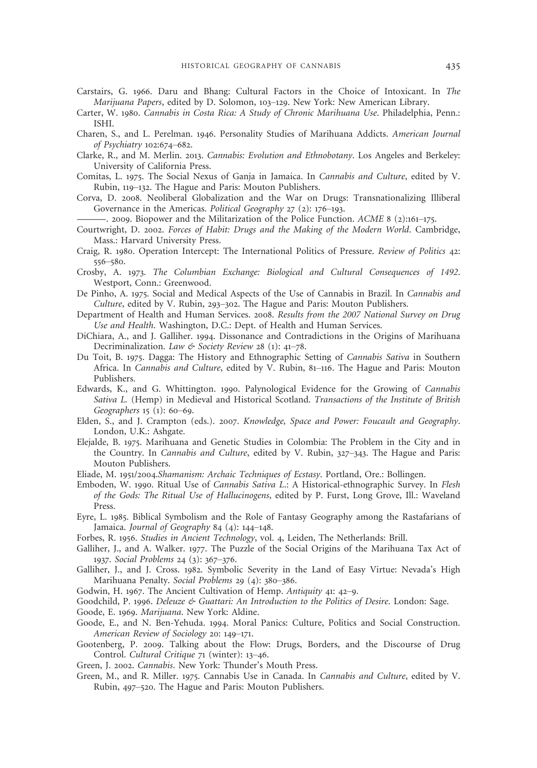Carstairs, G. 1966. Daru and Bhang: Cultural Factors in the Choice of Intoxicant. In *The Marijuana Papers*, edited by D. Solomon, 103–129. New York: New American Library.

Carter, W. 1980. *Cannabis in Costa Rica: A Study of Chronic Marihuana Use*. Philadelphia, Penn.: ISHI.

Charen, S., and L. Perelman. 1946. Personality Studies of Marihuana Addicts. *American Journal of Psychiatry* 102:674–682.

Clarke, R., and M. Merlin. 2013. *Cannabis: Evolution and Ethnobotany*. Los Angeles and Berkeley: University of California Press.

Comitas, L. 1975. The Social Nexus of Ganja in Jamaica. In *Cannabis and Culture*, edited by V. Rubin, 119–132. The Hague and Paris: Mouton Publishers.

Corva, D. 2008. Neoliberal Globalization and the War on Drugs: Transnationalizing Illiberal Governance in the Americas. *Political Geography* 27 (2): 176–193.

———. 2009. Biopower and the Militarization of the Police Function. *ACME* 8 (2):161–175.

Courtwright, D. 2002. *Forces of Habit: Drugs and the Making of the Modern World*. Cambridge, Mass.: Harvard University Press.

Craig, R. 1980. Operation Intercept: The International Politics of Pressure. *Review of Politics* 42: 556–580.

Crosby, A. 1973. *The Columbian Exchange: Biological and Cultural Consequences of 1492*. Westport, Conn.: Greenwood.

De Pinho, A. 1975. Social and Medical Aspects of the Use of Cannabis in Brazil. In *Cannabis and Culture*, edited by V. Rubin, 293–302. The Hague and Paris: Mouton Publishers.

Department of Health and Human Services. 2008. *Results from the 2007 National Survey on Drug Use and Health*. Washington, D.C.: Dept. of Health and Human Services.

DiChiara, A., and J. Galliher. 1994. Dissonance and Contradictions in the Origins of Marihuana Decriminalization. *Law & Society Review* 28 (1): 41–78.

Du Toit, B. 1975. Dagga: The History and Ethnographic Setting of *Cannabis Sativa* in Southern Africa. In *Cannabis and Culture*, edited by V. Rubin, 81–116. The Hague and Paris: Mouton Publishers.

Edwards, K., and G. Whittington. 1990. Palynological Evidence for the Growing of *Cannabis Sativa L.* (Hemp) in Medieval and Historical Scotland. *Transactions of the Institute of British Geographers* 15 (1): 60–69.

Elden, S., and J. Crampton (eds.). 2007. *Knowledge, Space and Power: Foucault and Geography*. London, U.K.: Ashgate.

Elejalde, B. 1975. Marihuana and Genetic Studies in Colombia: The Problem in the City and in the Country. In *Cannabis and Culture*, edited by V. Rubin, 327–343. The Hague and Paris: Mouton Publishers.

Eliade, M. 1951/2004.*Shamanism: Archaic Techniques of Ecstasy*. Portland, Ore.: Bollingen.

Emboden, W. 1990. Ritual Use of *Cannabis Sativa L.*: A Historical-ethnographic Survey. In *Flesh of the Gods: The Ritual Use of Hallucinogens*, edited by P. Furst, Long Grove, Ill.: Waveland Press.

Eyre, L. 1985. Biblical Symbolism and the Role of Fantasy Geography among the Rastafarians of Jamaica. *Journal of Geography* 84 (4): 144–148.

Forbes, R. 1956. *Studies in Ancient Technology*, vol. 4, Leiden, The Netherlands: Brill.

Galliher, J., and A. Walker. 1977. The Puzzle of the Social Origins of the Marihuana Tax Act of 1937. *Social Problems* 24 (3): 367–376.

Galliher, J., and J. Cross. 1982. Symbolic Severity in the Land of Easy Virtue: Nevada's High Marihuana Penalty. *Social Problems* 29 (4): 380–386.

Godwin, H. 1967. The Ancient Cultivation of Hemp. *Antiquity* 41: 42–9.

Goodchild, P. 1996. *Deleuze & Guattari: An Introduction to the Politics of Desire*. London: Sage.

Goode, E. 1969. *Marijuana*. New York: Aldine.

Goode, E., and N. Ben-Yehuda. 1994. Moral Panics: Culture, Politics and Social Construction. *American Review of Sociology* 20: 149–171.

Gootenberg, P. 2009. Talking about the Flow: Drugs, Borders, and the Discourse of Drug Control. *Cultural Critique* 71 (winter): 13–46.

Green, J. 2002. *Cannabis*. New York: Thunder's Mouth Press.

Green, M., and R. Miller. 1975. Cannabis Use in Canada. In *Cannabis and Culture*, edited by V. Rubin, 497–520. The Hague and Paris: Mouton Publishers.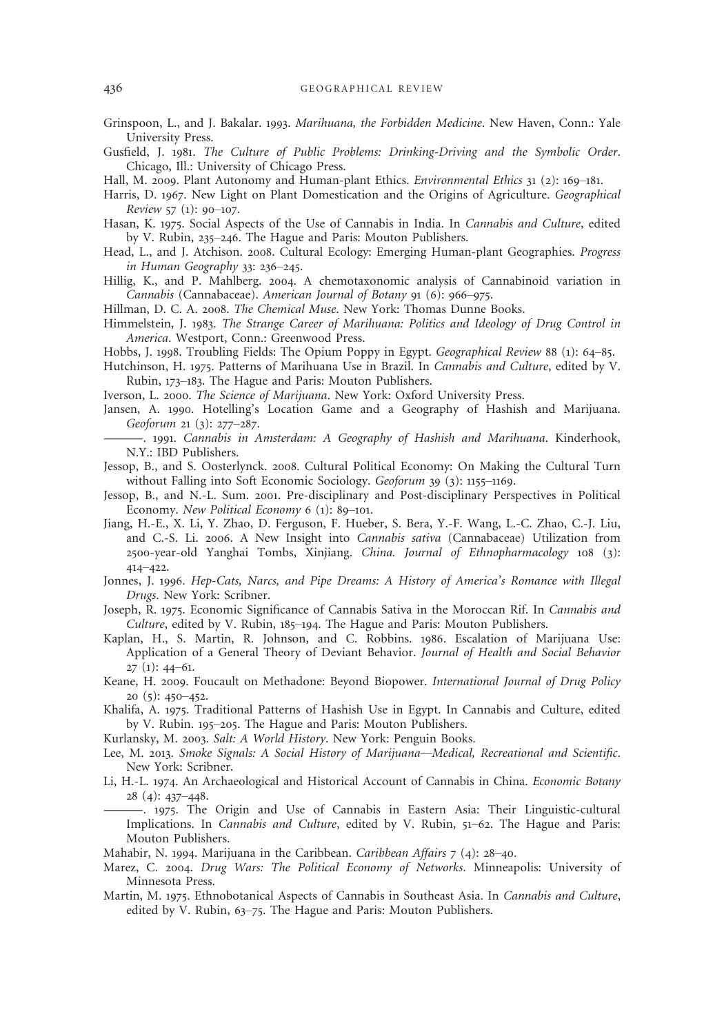Grinspoon, L., and J. Bakalar. 1993. *Marihuana, the Forbidden Medicine*. New Haven, Conn.: Yale University Press.

Gusfield, J. 1981. *The Culture of Public Problems: Drinking-Driving and the Symbolic Order*. Chicago, Ill.: University of Chicago Press.

Hall, M. 2009. Plant Autonomy and Human-plant Ethics. *Environmental Ethics* 31 (2): 169–181.

Harris, D. 1967. New Light on Plant Domestication and the Origins of Agriculture. *Geographical Review* 57 (1): 90–107.

Hasan, K. 1975. Social Aspects of the Use of Cannabis in India. In *Cannabis and Culture*, edited by V. Rubin, 235–246. The Hague and Paris: Mouton Publishers.

Head, L., and J. Atchison. 2008. Cultural Ecology: Emerging Human-plant Geographies. *Progress in Human Geography* 33: 236–245.

Hillig, K., and P. Mahlberg. 2004. A chemotaxonomic analysis of Cannabinoid variation in *Cannabis* (Cannabaceae). *American Journal of Botany* 91 (6): 966–975.

Hillman, D. C. A. 2008. *The Chemical Muse*. New York: Thomas Dunne Books.

Himmelstein, J. 1983. *The Strange Career of Marihuana: Politics and Ideology of Drug Control in America*. Westport, Conn.: Greenwood Press.

Hobbs, J. 1998. Troubling Fields: The Opium Poppy in Egypt. *Geographical Review* 88 (1): 64–85.

Hutchinson, H. 1975. Patterns of Marihuana Use in Brazil. In *Cannabis and Culture*, edited by V. Rubin, 173–183. The Hague and Paris: Mouton Publishers.

Iverson, L. 2000. *The Science of Marijuana*. New York: Oxford University Press.

Jansen, A. 1990. Hotelling's Location Game and a Geography of Hashish and Marijuana. *Geoforum* 21 (3): 277–287.

———. 1991. *Cannabis in Amsterdam: A Geography of Hashish and Marihuana*. Kinderhook, N.Y.: IBD Publishers.

Jessop, B., and S. Oosterlynck. 2008. Cultural Political Economy: On Making the Cultural Turn without Falling into Soft Economic Sociology. *Geoforum* 39 (3): 1155–1169.

Jessop, B., and N.-L. Sum. 2001. Pre-disciplinary and Post-disciplinary Perspectives in Political Economy. *New Political Economy* 6 (1): 89–101.

Jiang, H.-E., X. Li, Y. Zhao, D. Ferguson, F. Hueber, S. Bera, Y.-F. Wang, L.-C. Zhao, C.-J. Liu, and C.-S. Li. 2006. A New Insight into *Cannabis sativa* (Cannabaceae) Utilization from 2500-year-old Yanghai Tombs, Xinjiang. *China. Journal of Ethnopharmacology* 108 (3): 414–422.

Jonnes, J. 1996. *Hep-Cats, Narcs, and Pipe Dreams: A History of America's Romance with Illegal Drugs*. New York: Scribner.

Joseph, R. 1975. Economic Significance of Cannabis Sativa in the Moroccan Rif. In *Cannabis and Culture*, edited by V. Rubin, 185–194. The Hague and Paris: Mouton Publishers.

Kaplan, H., S. Martin, R. Johnson, and C. Robbins. 1986. Escalation of Marijuana Use: Application of a General Theory of Deviant Behavior. *Journal of Health and Social Behavior* 27 (1): 44–61.

Keane, H. 2009. Foucault on Methadone: Beyond Biopower. *International Journal of Drug Policy* 20 (5): 450–452.

Khalifa, A. 1975. Traditional Patterns of Hashish Use in Egypt. In Cannabis and Culture, edited by V. Rubin. 195–205. The Hague and Paris: Mouton Publishers.

Kurlansky, M. 2003. *Salt: A World History*. New York: Penguin Books.

Lee, M. 2013. *Smoke Signals: A Social History of Marijuana—Medical, Recreational and Scientific*. New York: Scribner.

Li, H.-L. 1974. An Archaeological and Historical Account of Cannabis in China. *Economic Botany* 28 (4): 437–448.

———. 1975. The Origin and Use of Cannabis in Eastern Asia: Their Linguistic-cultural Implications. In *Cannabis and Culture*, edited by V. Rubin, 51–62. The Hague and Paris: Mouton Publishers.

Mahabir, N. 1994. Marijuana in the Caribbean. *Caribbean Affairs* 7 (4): 28–40.

Marez, C. 2004. *Drug Wars: The Political Economy of Networks*. Minneapolis: University of Minnesota Press.

Martin, M. 1975. Ethnobotanical Aspects of Cannabis in Southeast Asia. In *Cannabis and Culture*, edited by V. Rubin, 63–75. The Hague and Paris: Mouton Publishers.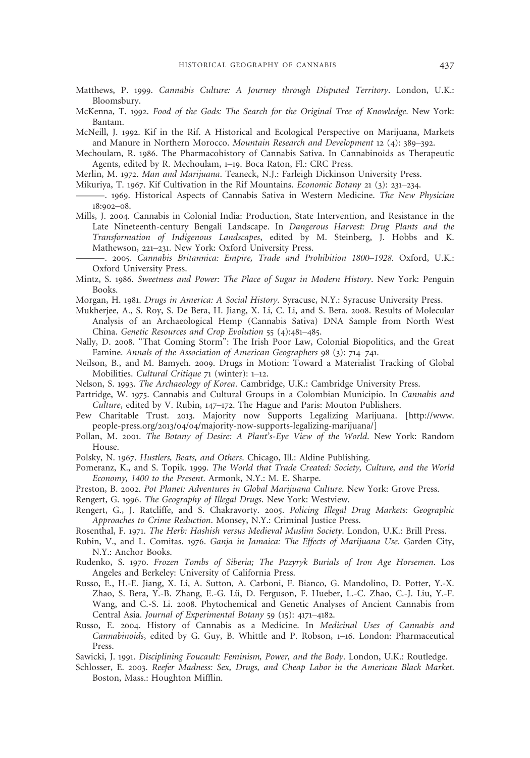Matthews, P. 1999. *Cannabis Culture: A Journey through Disputed Territory*. London, U.K.: Bloomsbury.

McKenna, T. 1992. *Food of the Gods: The Search for the Original Tree of Knowledge*. New York: Bantam.

McNeill, J. 1992. Kif in the Rif. A Historical and Ecological Perspective on Marijuana, Markets and Manure in Northern Morocco. *Mountain Research and Development* 12 (4): 389–392.

Mechoulam, R. 1986. The Pharmacohistory of Cannabis Sativa. In Cannabinoids as Therapeutic Agents, edited by R. Mechoulam, 1–19. Boca Raton, Fl.: CRC Press.

Merlin, M. 1972. *Man and Marijuana*. Teaneck, N.J.: Farleigh Dickinson University Press.

Mikuriya, T. 1967. Kif Cultivation in the Rif Mountains. *Economic Botany* 21 (3): 231–234.

———. 1969. Historical Aspects of Cannabis Sativa in Western Medicine. *The New Physician* 18:902–08.

Mills, J. 2004. Cannabis in Colonial India: Production, State Intervention, and Resistance in the Late Nineteenth-century Bengali Landscape. In *Dangerous Harvest: Drug Plants and the Transformation of Indigenous Landscapes*, edited by M. Steinberg, J. Hobbs and K. Mathewson, 221–231. New York: Oxford University Press.

———. 2005. *Cannabis Britannica: Empire, Trade and Prohibition 1800–1928*. Oxford, U.K.: Oxford University Press.

Mintz, S. 1986. *Sweetness and Power: The Place of Sugar in Modern History*. New York: Penguin Books.

Morgan, H. 1981. *Drugs in America: A Social History*. Syracuse, N.Y.: Syracuse University Press.

Mukherjee, A., S. Roy, S. De Bera, H. Jiang, X. Li, C. Li, and S. Bera. 2008. Results of Molecular Analysis of an Archaeological Hemp (Cannabis Sativa) DNA Sample from North West China. *Genetic Resources and Crop Evolution* 55 (4):481–485.

Nally, D. 2008. "That Coming Storm": The Irish Poor Law, Colonial Biopolitics, and the Great Famine. *Annals of the Association of American Geographers* 98 (3): 714–741.

Neilson, B., and M. Bamyeh. 2009. Drugs in Motion: Toward a Materialist Tracking of Global Mobilities. *Cultural Critique* 71 (winter): 1–12.

Nelson, S. 1993. *The Archaeology of Korea*. Cambridge, U.K.: Cambridge University Press.

Partridge, W. 1975. Cannabis and Cultural Groups in a Colombian Municipio. In *Cannabis and Culture*, edited by V. Rubin, 147–172. The Hague and Paris: Mouton Publishers.

Pew Charitable Trust. 2013. Majority now Supports Legalizing Marijuana. [http://www.people-press.org/2013/04/04/majority-now-supports-legalizing-marijuana/]

Pollan, M. 2001. *The Botany of Desire: A Plant's-Eye View of the World*. New York: Random House.

Polsky, N. 1967. *Hustlers, Beats, and Others*. Chicago, Ill.: Aldine Publishing.

Pomeranz, K., and S. Topik. 1999. *The World that Trade Created: Society, Culture, and the World Economy, 1400 to the Present*. Armonk, N.Y.: M. E. Sharpe.

Preston, B. 2002. *Pot Planet: Adventures in Global Marijuana Culture*. New York: Grove Press.

Rengert, G. 1996. *The Geography of Illegal Drugs*. New York: Westview.

Rengert, G., J. Ratcliffe, and S. Chakravorty. 2005. *Policing Illegal Drug Markets: Geographic Approaches to Crime Reduction*. Monsey, N.Y.: Criminal Justice Press.

Rosenthal, F. 1971. *The Herb: Hashish versus Medieval Muslim Society*. London, U.K.: Brill Press.

Rubin, V., and L. Comitas. 1976. *Ganja in Jamaica: The Effects of Marijuana Use*. Garden City, N.Y.: Anchor Books.

Rudenko, S. 1970. *Frozen Tombs of Siberia; The Pazyryk Burials of Iron Age Horsemen*. Los Angeles and Berkeley: University of California Press.

Russo, E., H.-E. Jiang, X. Li, A. Sutton, A. Carboni, F. Bianco, G. Mandolino, D. Potter, Y.-X. Zhao, S. Bera, Y.-B. Zhang, E.-G. Lü, D. Ferguson, F. Hueber, L.-C. Zhao, C.-J. Liu, Y.-F. Wang, and C.-S. Li. 2008. Phytochemical and Genetic Analyses of Ancient Cannabis from Central Asia. *Journal of Experimental Botany* 59 (15): 4171–4182.

Russo, E. 2004. History of Cannabis as a Medicine. In *Medicinal Uses of Cannabis and Cannabinoids*, edited by G. Guy, B. Whittle and P. Robson, 1–16. London: Pharmaceutical Press.

Sawicki, J. 1991. *Disciplining Foucault: Feminism, Power, and the Body*. London, U.K.: Routledge.

Schlosser, E. 2003. *Reefer Madness: Sex, Drugs, and Cheap Labor in the American Black Market*. Boston, Mass.: Houghton Mifflin.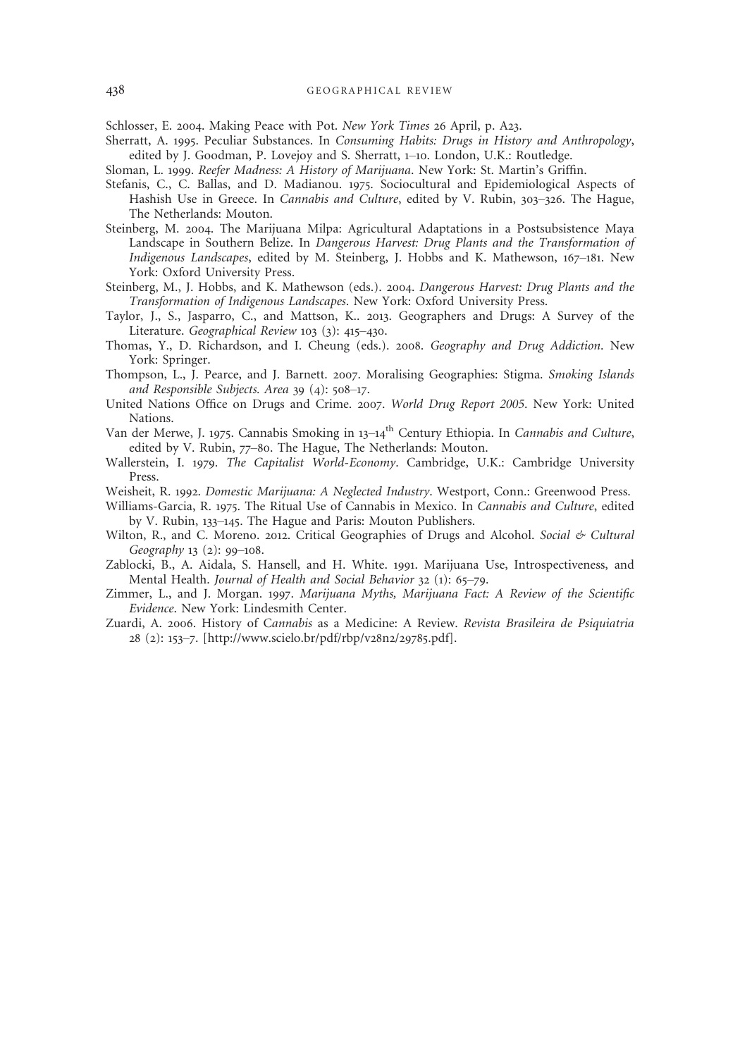Schlosser, E. 2004. Making Peace with Pot. *New York Times* 26 April, p. A23.

Sherratt, A. 1995. Peculiar Substances. In *Consuming Habits: Drugs in History and Anthropology*, edited by J. Goodman, P. Lovejoy and S. Sherratt, 1–10. London, U.K.: Routledge.

Sloman, L. 1999. *Reefer Madness: A History of Marijuana*. New York: St. Martin's Griffin.

Stefanis, C., C. Ballas, and D. Madianou. 1975. Sociocultural and Epidemiological Aspects of Hashish Use in Greece. In *Cannabis and Culture*, edited by V. Rubin, 303–326. The Hague, The Netherlands: Mouton.

Steinberg, M. 2004. The Marijuana Milpa: Agricultural Adaptations in a Postsubsistence Maya Landscape in Southern Belize. In *Dangerous Harvest: Drug Plants and the Transformation of Indigenous Landscapes*, edited by M. Steinberg, J. Hobbs and K. Mathewson, 167–181. New York: Oxford University Press.

Steinberg, M., J. Hobbs, and K. Mathewson (eds.). 2004. *Dangerous Harvest: Drug Plants and the Transformation of Indigenous Landscapes*. New York: Oxford University Press.

Taylor, J., S., Jasparro, C., and Mattson, K.. 2013. Geographers and Drugs: A Survey of the Literature. *Geographical Review* 103 (3): 415–430.

Thomas, Y., D. Richardson, and I. Cheung (eds.). 2008. *Geography and Drug Addiction*. New York: Springer.

Thompson, L., J. Pearce, and J. Barnett. 2007. Moralising Geographies: Stigma. *Smoking Islands and Responsible Subjects. Area* 39 (4): 508–17.

United Nations Office on Drugs and Crime. 2007. *World Drug Report 2005*. New York: United Nations.

Van der Merwe, J. 1975. Cannabis Smoking in 13–14th Century Ethiopia. In *Cannabis and Culture*, edited by V. Rubin, 77–80. The Hague, The Netherlands: Mouton.

Wallerstein, I. 1979. *The Capitalist World-Economy*. Cambridge, U.K.: Cambridge University Press.

Weisheit, R. 1992. *Domestic Marijuana: A Neglected Industry*. Westport, Conn.: Greenwood Press.

Williams-Garcia, R. 1975. The Ritual Use of Cannabis in Mexico. In *Cannabis and Culture*, edited by V. Rubin, 133–145. The Hague and Paris: Mouton Publishers.

Wilton, R., and C. Moreno. 2012. Critical Geographies of Drugs and Alcohol. *Social & Cultural Geography* 13 (2): 99–108.

Zablocki, B., A. Aidala, S. Hansell, and H. White. 1991. Marijuana Use, Introspectiveness, and Mental Health. *Journal of Health and Social Behavior* 32 (1): 65–79.

Zimmer, L., and J. Morgan. 1997. *Marijuana Myths, Marijuana Fact: A Review of the Scientific Evidence*. New York: Lindesmith Center.

Zuardi, A. 2006. History of *Cannabis* as a Medicine: A Review. *Revista Brasileira de Psiquiatria* 28 (2): 153–7. [http://www.scielo.br/pdf/rbp/v28n2/29785.pdf].